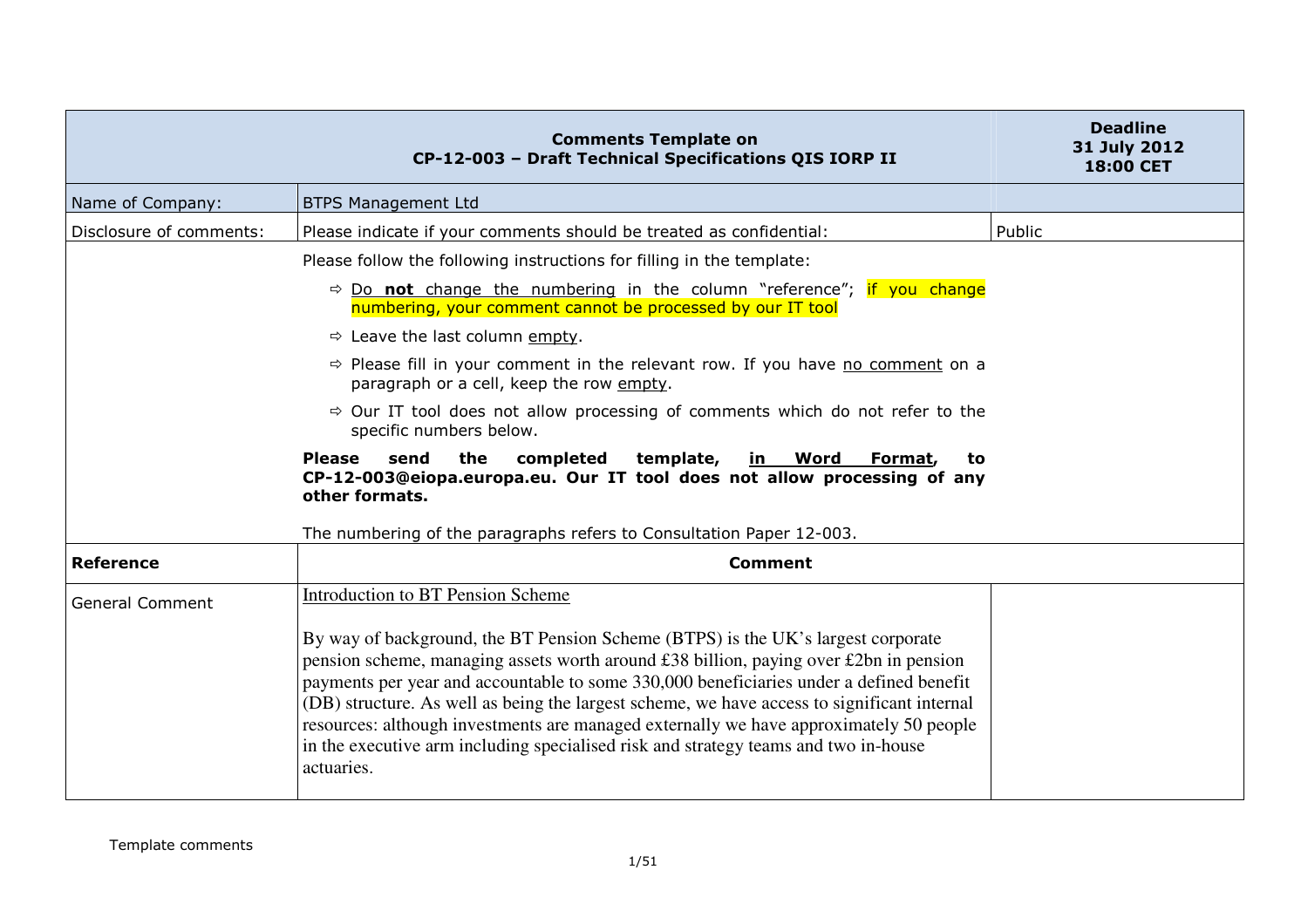| Comments Template on CP-12-003 – Draft Technical Specifications QIS IORP II | | Deadline 31 July 2012 18:00 CET |
|---|---|---|
| Name of Company: | BTPS Management Ltd | |
| Disclosure of comments: | Please indicate if your comments should be treated as confidential: | Public |
| | Please follow the following instructions for filling in the template:<br>⇨ Do **not** change the numbering in the column "reference"; if you change numbering, your comment cannot be processed by our IT tool<br>⇨ Leave the last column empty.<br>⇨ Please fill in your comment in the relevant row. If you have no comment on a paragraph or a cell, keep the row empty.<br>⇨ Our IT tool does not allow processing of comments which do not refer to the specific numbers below.<br>**Please send the completed template, in Word Format, to CP-12-003@eiopa.europa.eu. Our IT tool does not allow processing of any other formats.**<br>The numbering of the paragraphs refers to Consultation Paper 12-003. | |
| **Reference** | **Comment** | |
| General Comment | Introduction to BT Pension Scheme<br><br>By way of background, the BT Pension Scheme (BTPS) is the UK's largest corporate pension scheme, managing assets worth around £38 billion, paying over £2bn in pension payments per year and accountable to some 330,000 beneficiaries under a defined benefit (DB) structure. As well as being the largest scheme, we have access to significant internal resources: although investments are managed externally we have approximately 50 people in the executive arm including specialised risk and strategy teams and two in-house actuaries. | |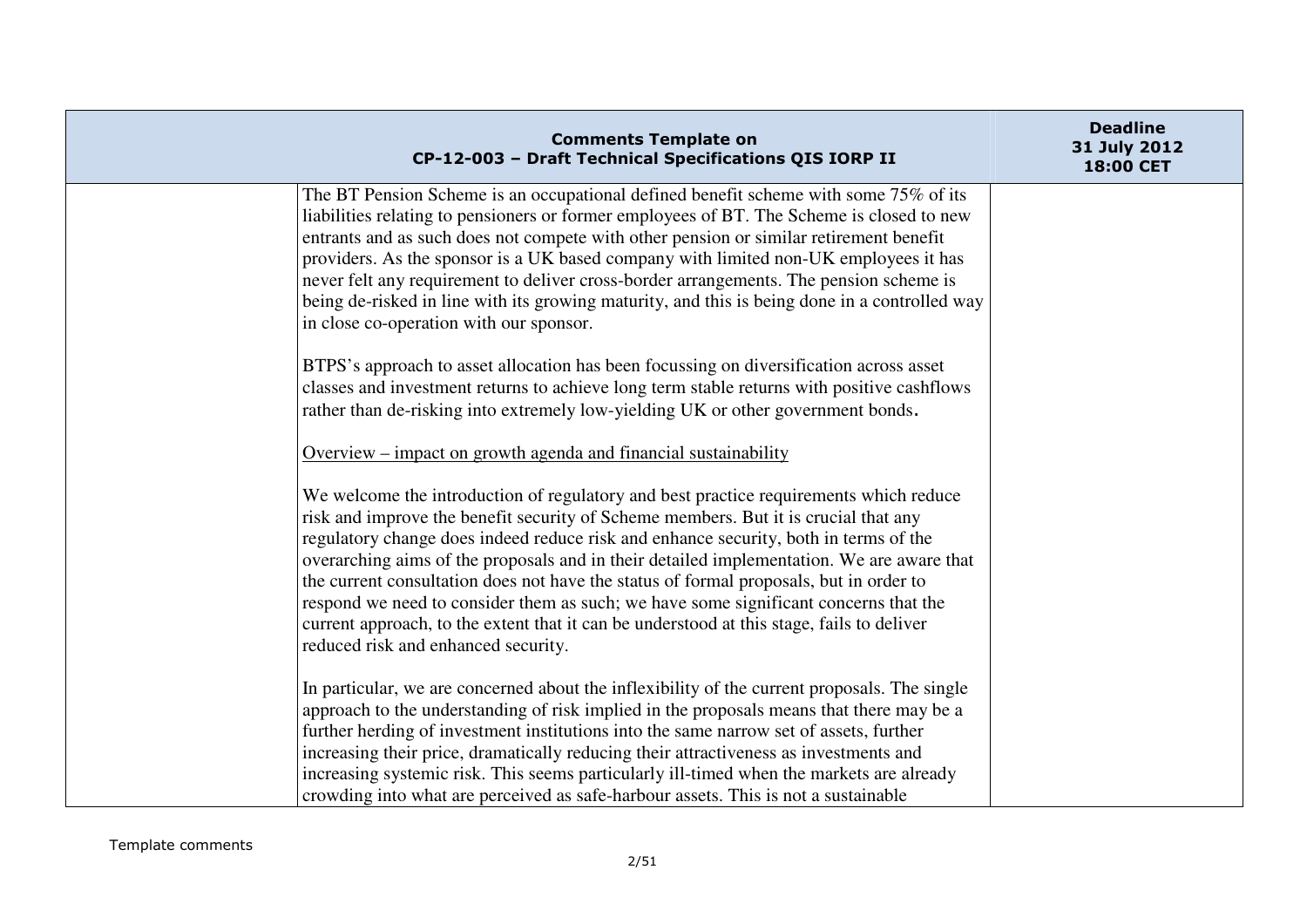| | The BT Pension Scheme is an occupational defined benefit scheme with some 75% of its liabilities relating to pensioners or former employees of BT. The Scheme is closed to new entrants and as such does not compete with other pension or similar retirement benefit providers. As the sponsor is a UK based company with limited non-UK employees it has never felt any requirement to deliver cross-border arrangements. The pension scheme is being de-risked in line with its growing maturity, and this is being done in a controlled way in close co-operation with our sponsor.<br><br>BTPS's approach to asset allocation has been focussing on diversification across asset classes and investment returns to achieve long term stable returns with positive cashflows rather than de-risking into extremely low-yielding UK or other government bonds.<br><br><u>Overview – impact on growth agenda and financial sustainability</u><br><br>We welcome the introduction of regulatory and best practice requirements which reduce risk and improve the benefit security of Scheme members. But it is crucial that any regulatory change does indeed reduce risk and enhance security, both in terms of the overarching aims of the proposals and in their detailed implementation. We are aware that the current consultation does not have the status of formal proposals, but in order to respond we need to consider them as such; we have some significant concerns that the current approach, to the extent that it can be understood at this stage, fails to deliver reduced risk and enhanced security.<br><br>In particular, we are concerned about the inflexibility of the current proposals. The single approach to the understanding of risk implied in the proposals means that there may be a further herding of investment institutions into the same narrow set of assets, further increasing their price, dramatically reducing their attractiveness as investments and increasing systemic risk. This seems particularly ill-timed when the markets are already crowding into what are perceived as safe-harbour assets. This is not a sustainable | |
|---|---|---|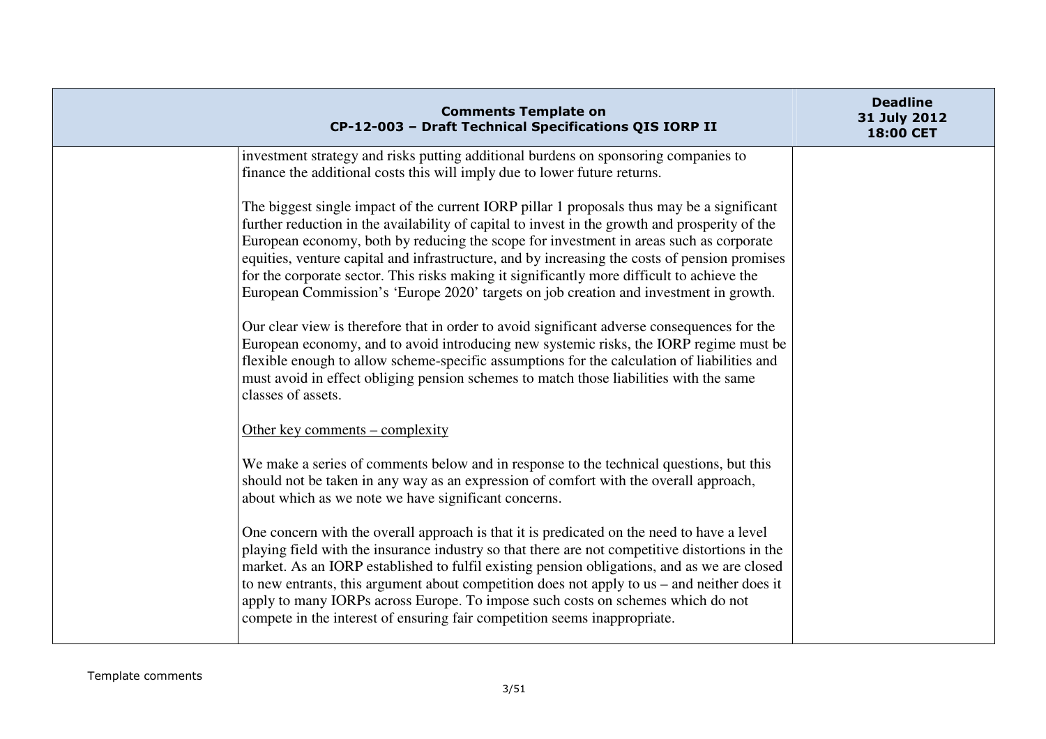| | | |
|---|---|---|
| | investment strategy and risks putting additional burdens on sponsoring companies to finance the additional costs this will imply due to lower future returns.<br><br>The biggest single impact of the current IORP pillar 1 proposals thus may be a significant further reduction in the availability of capital to invest in the growth and prosperity of the European economy, both by reducing the scope for investment in areas such as corporate equities, venture capital and infrastructure, and by increasing the costs of pension promises for the corporate sector. This risks making it significantly more difficult to achieve the European Commission's 'Europe 2020' targets on job creation and investment in growth.<br><br>Our clear view is therefore that in order to avoid significant adverse consequences for the European economy, and to avoid introducing new systemic risks, the IORP regime must be flexible enough to allow scheme-specific assumptions for the calculation of liabilities and must avoid in effect obliging pension schemes to match those liabilities with the same classes of assets.<br><br><u>Other key comments – complexity</u><br><br>We make a series of comments below and in response to the technical questions, but this should not be taken in any way as an expression of comfort with the overall approach, about which as we note we have significant concerns.<br><br>One concern with the overall approach is that it is predicated on the need to have a level playing field with the insurance industry so that there are not competitive distortions in the market. As an IORP established to fulfil existing pension obligations, and as we are closed to new entrants, this argument about competition does not apply to us – and neither does it apply to many IORPs across Europe. To impose such costs on schemes which do not compete in the interest of ensuring fair competition seems inappropriate. | |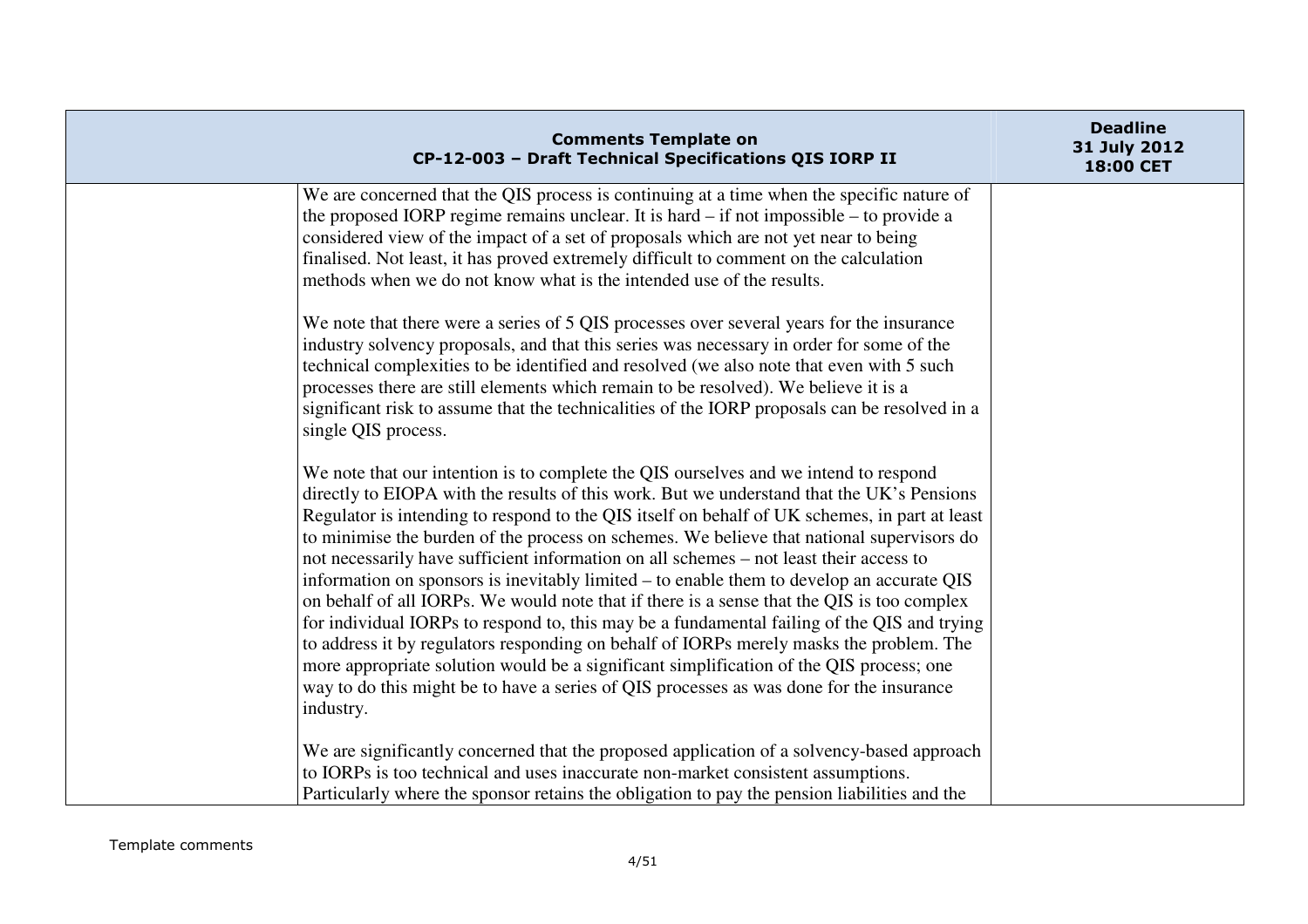| | We are concerned that the QIS process is continuing at a time when the specific nature of the proposed IORP regime remains unclear. It is hard – if not impossible – to provide a considered view of the impact of a set of proposals which are not yet near to being finalised. Not least, it has proved extremely difficult to comment on the calculation methods when we do not know what is the intended use of the results.<br><br>We note that there were a series of 5 QIS processes over several years for the insurance industry solvency proposals, and that this series was necessary in order for some of the technical complexities to be identified and resolved (we also note that even with 5 such processes there are still elements which remain to be resolved). We believe it is a significant risk to assume that the technicalities of the IORP proposals can be resolved in a single QIS process.<br><br>We note that our intention is to complete the QIS ourselves and we intend to respond directly to EIOPA with the results of this work. But we understand that the UK's Pensions Regulator is intending to respond to the QIS itself on behalf of UK schemes, in part at least to minimise the burden of the process on schemes. We believe that national supervisors do not necessarily have sufficient information on all schemes – not least their access to information on sponsors is inevitably limited – to enable them to develop an accurate QIS on behalf of all IORPs. We would note that if there is a sense that the QIS is too complex for individual IORPs to respond to, this may be a fundamental failing of the QIS and trying to address it by regulators responding on behalf of IORPs merely masks the problem. The more appropriate solution would be a significant simplification of the QIS process; one way to do this might be to have a series of QIS processes as was done for the insurance industry.<br><br>We are significantly concerned that the proposed application of a solvency-based approach to IORPs is too technical and uses inaccurate non-market consistent assumptions. Particularly where the sponsor retains the obligation to pay the pension liabilities and the | |
|---|---|---|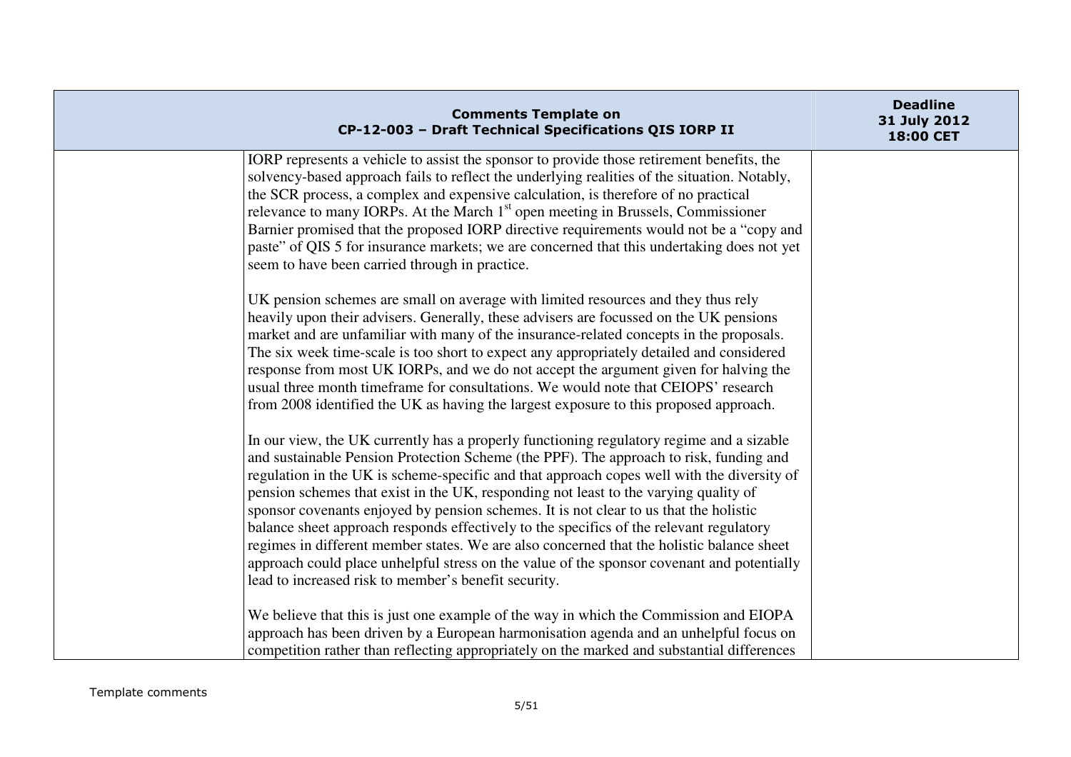| | | |
|---|---|---|
| | IORP represents a vehicle to assist the sponsor to provide those retirement benefits, the solvency-based approach fails to reflect the underlying realities of the situation. Notably, the SCR process, a complex and expensive calculation, is therefore of no practical relevance to many IORPs. At the March 1st open meeting in Brussels, Commissioner Barnier promised that the proposed IORP directive requirements would not be a "copy and paste" of QIS 5 for insurance markets; we are concerned that this undertaking does not yet seem to have been carried through in practice.<br><br>UK pension schemes are small on average with limited resources and they thus rely heavily upon their advisers. Generally, these advisers are focussed on the UK pensions market and are unfamiliar with many of the insurance-related concepts in the proposals. The six week time-scale is too short to expect any appropriately detailed and considered response from most UK IORPs, and we do not accept the argument given for halving the usual three month timeframe for consultations. We would note that CEIOPS' research from 2008 identified the UK as having the largest exposure to this proposed approach.<br><br>In our view, the UK currently has a properly functioning regulatory regime and a sizable and sustainable Pension Protection Scheme (the PPF). The approach to risk, funding and regulation in the UK is scheme-specific and that approach copes well with the diversity of pension schemes that exist in the UK, responding not least to the varying quality of sponsor covenants enjoyed by pension schemes. It is not clear to us that the holistic balance sheet approach responds effectively to the specifics of the relevant regulatory regimes in different member states. We are also concerned that the holistic balance sheet approach could place unhelpful stress on the value of the sponsor covenant and potentially lead to increased risk to member's benefit security.<br><br>We believe that this is just one example of the way in which the Commission and EIOPA approach has been driven by a European harmonisation agenda and an unhelpful focus on competition rather than reflecting appropriately on the marked and substantial differences | |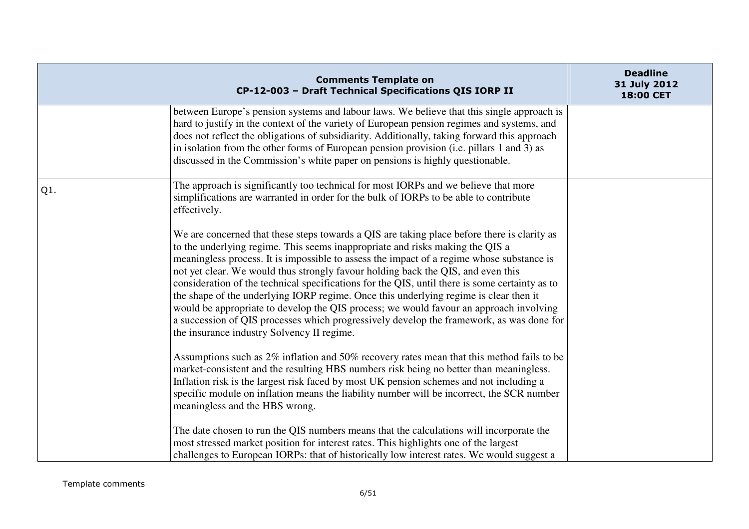| Comments Template on CP-12-003 – Draft Technical Specifications QIS IORP II | | Deadline 31 July 2012 18:00 CET |
|---|---|---|
| | between Europe's pension systems and labour laws. We believe that this single approach is hard to justify in the context of the variety of European pension regimes and systems, and does not reflect the obligations of subsidiarity. Additionally, taking forward this approach in isolation from the other forms of European pension provision (i.e. pillars 1 and 3) as discussed in the Commission's white paper on pensions is highly questionable. | |
| Q1. | The approach is significantly too technical for most IORPs and we believe that more simplifications are warranted in order for the bulk of IORPs to be able to contribute effectively.<br><br>We are concerned that these steps towards a QIS are taking place before there is clarity as to the underlying regime. This seems inappropriate and risks making the QIS a meaningless process. It is impossible to assess the impact of a regime whose substance is not yet clear. We would thus strongly favour holding back the QIS, and even this consideration of the technical specifications for the QIS, until there is some certainty as to the shape of the underlying IORP regime. Once this underlying regime is clear then it would be appropriate to develop the QIS process; we would favour an approach involving a succession of QIS processes which progressively develop the framework, as was done for the insurance industry Solvency II regime.<br><br>Assumptions such as 2% inflation and 50% recovery rates mean that this method fails to be market-consistent and the resulting HBS numbers risk being no better than meaningless. Inflation risk is the largest risk faced by most UK pension schemes and not including a specific module on inflation means the liability number will be incorrect, the SCR number meaningless and the HBS wrong.<br><br>The date chosen to run the QIS numbers means that the calculations will incorporate the most stressed market position for interest rates. This highlights one of the largest challenges to European IORPs: that of historically low interest rates. We would suggest a | |

Template comments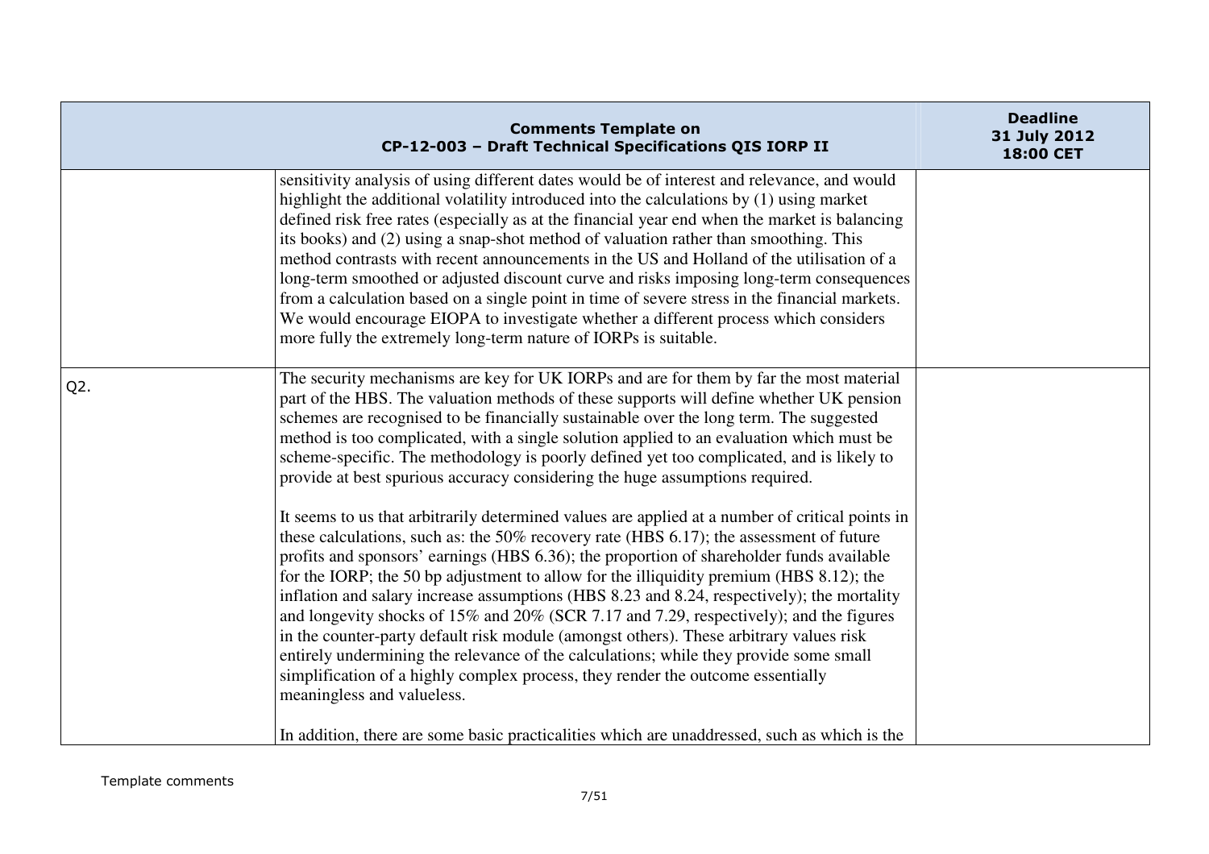| | | |
|---|---|---|
| | sensitivity analysis of using different dates would be of interest and relevance, and would highlight the additional volatility introduced into the calculations by (1) using market defined risk free rates (especially as at the financial year end when the market is balancing its books) and (2) using a snap-shot method of valuation rather than smoothing. This method contrasts with recent announcements in the US and Holland of the utilisation of a long-term smoothed or adjusted discount curve and risks imposing long-term consequences from a calculation based on a single point in time of severe stress in the financial markets. We would encourage EIOPA to investigate whether a different process which considers more fully the extremely long-term nature of IORPs is suitable. | |
| Q2. | The security mechanisms are key for UK IORPs and are for them by far the most material part of the HBS. The valuation methods of these supports will define whether UK pension schemes are recognised to be financially sustainable over the long term. The suggested method is too complicated, with a single solution applied to an evaluation which must be scheme-specific. The methodology is poorly defined yet too complicated, and is likely to provide at best spurious accuracy considering the huge assumptions required.<br><br>It seems to us that arbitrarily determined values are applied at a number of critical points in these calculations, such as: the 50% recovery rate (HBS 6.17); the assessment of future profits and sponsors' earnings (HBS 6.36); the proportion of shareholder funds available for the IORP; the 50 bp adjustment to allow for the illiquidity premium (HBS 8.12); the inflation and salary increase assumptions (HBS 8.23 and 8.24, respectively); the mortality and longevity shocks of 15% and 20% (SCR 7.17 and 7.29, respectively); and the figures in the counter-party default risk module (amongst others). These arbitrary values risk entirely undermining the relevance of the calculations; while they provide some small simplification of a highly complex process, they render the outcome essentially meaningless and valueless.<br><br>In addition, there are some basic practicalities which are unaddressed, such as which is the | |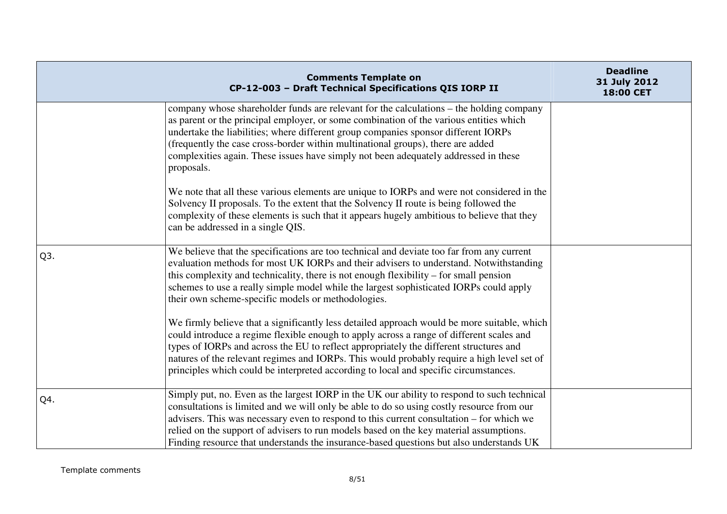| Comments Template on CP-12-003 – Draft Technical Specifications QIS IORP II | | Deadline 31 July 2012 18:00 CET |
|---|---|---|
| | company whose shareholder funds are relevant for the calculations – the holding company as parent or the principal employer, or some combination of the various entities which undertake the liabilities; where different group companies sponsor different IORPs (frequently the case cross-border within multinational groups), there are added complexities again. These issues have simply not been adequately addressed in these proposals.<br><br>We note that all these various elements are unique to IORPs and were not considered in the Solvency II proposals. To the extent that the Solvency II route is being followed the complexity of these elements is such that it appears hugely ambitious to believe that they can be addressed in a single QIS. | |
| Q3. | We believe that the specifications are too technical and deviate too far from any current evaluation methods for most UK IORPs and their advisers to understand. Notwithstanding this complexity and technicality, there is not enough flexibility – for small pension schemes to use a really simple model while the largest sophisticated IORPs could apply their own scheme-specific models or methodologies.<br><br>We firmly believe that a significantly less detailed approach would be more suitable, which could introduce a regime flexible enough to apply across a range of different scales and types of IORPs and across the EU to reflect appropriately the different structures and natures of the relevant regimes and IORPs. This would probably require a high level set of principles which could be interpreted according to local and specific circumstances. | |
| Q4. | Simply put, no. Even as the largest IORP in the UK our ability to respond to such technical consultations is limited and we will only be able to do so using costly resource from our advisers. This was necessary even to respond to this current consultation – for which we relied on the support of advisers to run models based on the key material assumptions. Finding resource that understands the insurance-based questions but also understands UK | |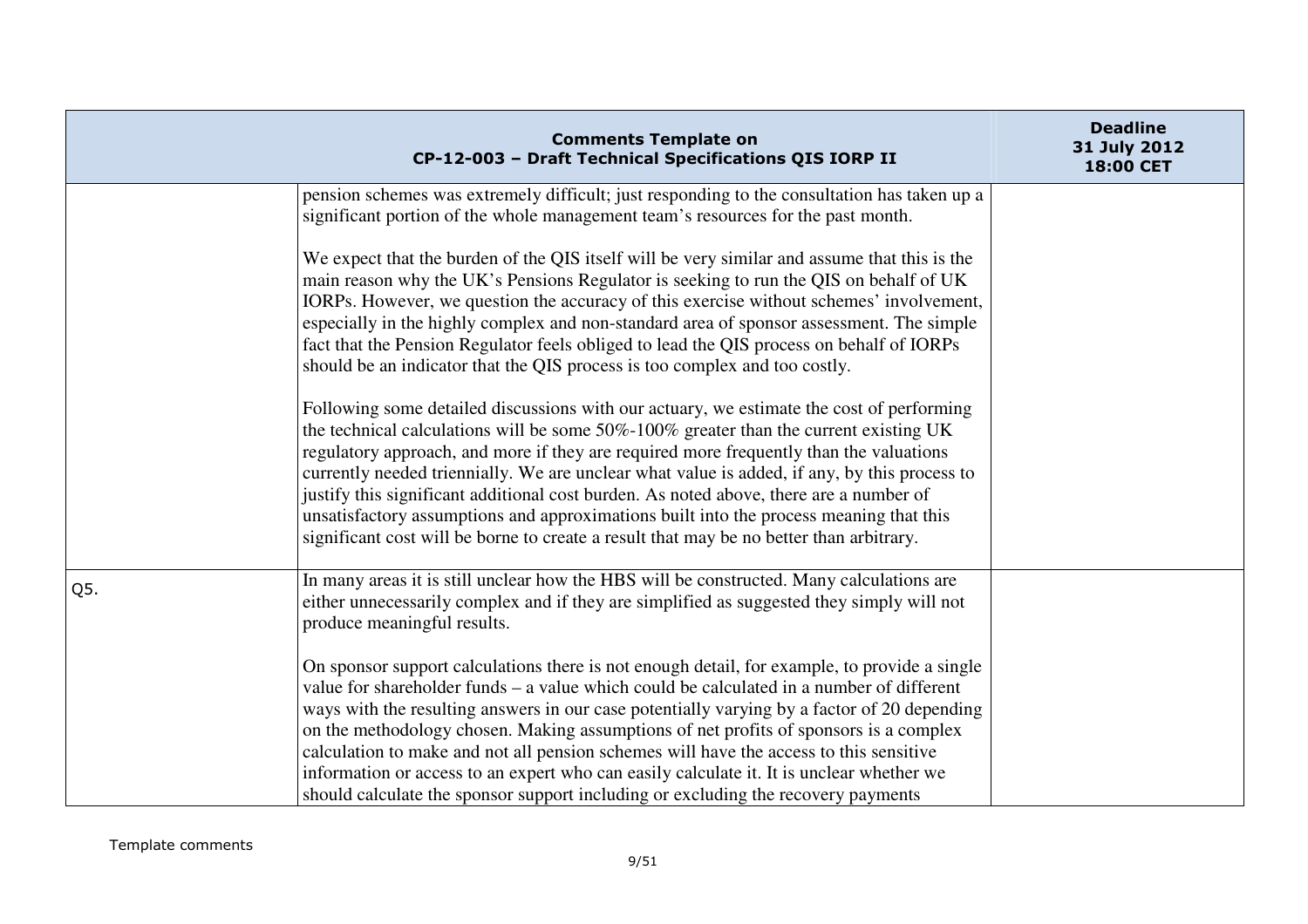| Comments Template on CP-12-003 – Draft Technical Specifications QIS IORP II | | Deadline 31 July 2012 18:00 CET |
|---|---|---|
| | pension schemes was extremely difficult; just responding to the consultation has taken up a significant portion of the whole management team's resources for the past month.<br><br>We expect that the burden of the QIS itself will be very similar and assume that this is the main reason why the UK's Pensions Regulator is seeking to run the QIS on behalf of UK IORPs. However, we question the accuracy of this exercise without schemes' involvement, especially in the highly complex and non-standard area of sponsor assessment. The simple fact that the Pension Regulator feels obliged to lead the QIS process on behalf of IORPs should be an indicator that the QIS process is too complex and too costly.<br><br>Following some detailed discussions with our actuary, we estimate the cost of performing the technical calculations will be some 50%-100% greater than the current existing UK regulatory approach, and more if they are required more frequently than the valuations currently needed triennially. We are unclear what value is added, if any, by this process to justify this significant additional cost burden. As noted above, there are a number of unsatisfactory assumptions and approximations built into the process meaning that this significant cost will be borne to create a result that may be no better than arbitrary. | |
| Q5. | In many areas it is still unclear how the HBS will be constructed. Many calculations are either unnecessarily complex and if they are simplified as suggested they simply will not produce meaningful results.<br><br>On sponsor support calculations there is not enough detail, for example, to provide a single value for shareholder funds – a value which could be calculated in a number of different ways with the resulting answers in our case potentially varying by a factor of 20 depending on the methodology chosen. Making assumptions of net profits of sponsors is a complex calculation to make and not all pension schemes will have the access to this sensitive information or access to an expert who can easily calculate it. It is unclear whether we should calculate the sponsor support including or excluding the recovery payments | |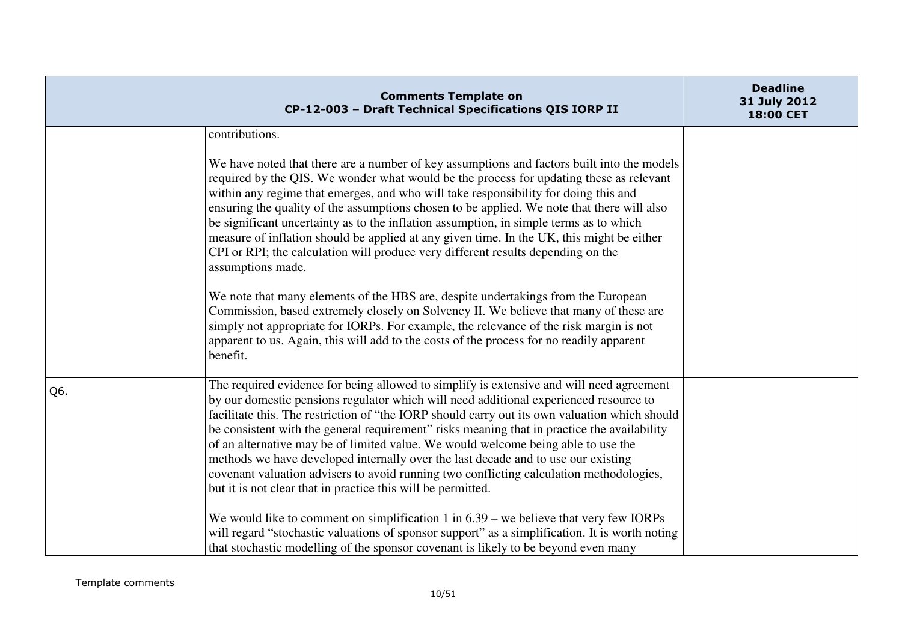| Comments Template on CP-12-003 – Draft Technical Specifications QIS IORP II | | Deadline 31 July 2012 18:00 CET |
|---|---|---|
| | contributions.<br><br>We have noted that there are a number of key assumptions and factors built into the models required by the QIS. We wonder what would be the process for updating these as relevant within any regime that emerges, and who will take responsibility for doing this and ensuring the quality of the assumptions chosen to be applied. We note that there will also be significant uncertainty as to the inflation assumption, in simple terms as to which measure of inflation should be applied at any given time. In the UK, this might be either CPI or RPI; the calculation will produce very different results depending on the assumptions made.<br><br>We note that many elements of the HBS are, despite undertakings from the European Commission, based extremely closely on Solvency II. We believe that many of these are simply not appropriate for IORPs. For example, the relevance of the risk margin is not apparent to us. Again, this will add to the costs of the process for no readily apparent benefit. | |
| Q6. | The required evidence for being allowed to simplify is extensive and will need agreement by our domestic pensions regulator which will need additional experienced resource to facilitate this. The restriction of "the IORP should carry out its own valuation which should be consistent with the general requirement" risks meaning that in practice the availability of an alternative may be of limited value. We would welcome being able to use the methods we have developed internally over the last decade and to use our existing covenant valuation advisers to avoid running two conflicting calculation methodologies, but it is not clear that in practice this will be permitted.<br><br>We would like to comment on simplification 1 in 6.39 – we believe that very few IORPs will regard "stochastic valuations of sponsor support" as a simplification. It is worth noting that stochastic modelling of the sponsor covenant is likely to be beyond even many | |

Template comments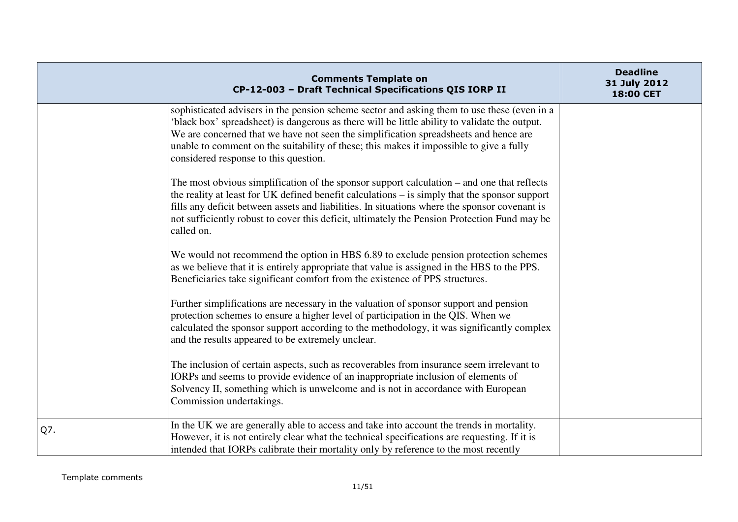| Comments Template on CP-12-003 – Draft Technical Specifications QIS IORP II | | Deadline 31 July 2012 18:00 CET |
|---|---|---|
| | sophisticated advisers in the pension scheme sector and asking them to use these (even in a 'black box' spreadsheet) is dangerous as there will be little ability to validate the output. We are concerned that we have not seen the simplification spreadsheets and hence are unable to comment on the suitability of these; this makes it impossible to give a fully considered response to this question.<br><br>The most obvious simplification of the sponsor support calculation – and one that reflects the reality at least for UK defined benefit calculations – is simply that the sponsor support fills any deficit between assets and liabilities. In situations where the sponsor covenant is not sufficiently robust to cover this deficit, ultimately the Pension Protection Fund may be called on.<br><br>We would not recommend the option in HBS 6.89 to exclude pension protection schemes as we believe that it is entirely appropriate that value is assigned in the HBS to the PPS. Beneficiaries take significant comfort from the existence of PPS structures.<br><br>Further simplifications are necessary in the valuation of sponsor support and pension protection schemes to ensure a higher level of participation in the QIS. When we calculated the sponsor support according to the methodology, it was significantly complex and the results appeared to be extremely unclear.<br><br>The inclusion of certain aspects, such as recoverables from insurance seem irrelevant to IORPs and seems to provide evidence of an inappropriate inclusion of elements of Solvency II, something which is unwelcome and is not in accordance with European Commission undertakings. | |
| Q7. | In the UK we are generally able to access and take into account the trends in mortality. However, it is not entirely clear what the technical specifications are requesting. If it is intended that IORPs calibrate their mortality only by reference to the most recently | |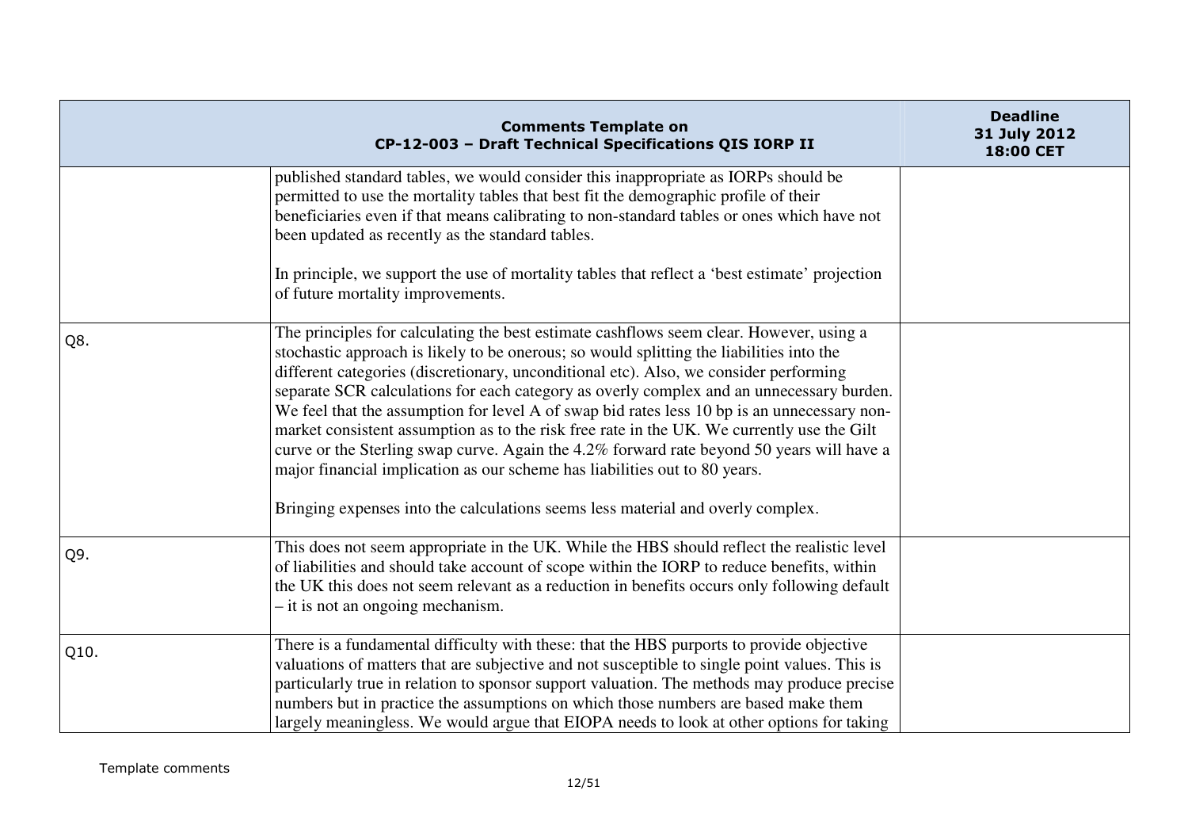| Comments Template on CP-12-003 – Draft Technical Specifications QIS IORP II | | Deadline 31 July 2012 18:00 CET |
|---|---|---|
| | published standard tables, we would consider this inappropriate as IORPs should be permitted to use the mortality tables that best fit the demographic profile of their beneficiaries even if that means calibrating to non-standard tables or ones which have not been updated as recently as the standard tables.<br><br>In principle, we support the use of mortality tables that reflect a 'best estimate' projection of future mortality improvements. | |
| Q8. | The principles for calculating the best estimate cashflows seem clear. However, using a stochastic approach is likely to be onerous; so would splitting the liabilities into the different categories (discretionary, unconditional etc). Also, we consider performing separate SCR calculations for each category as overly complex and an unnecessary burden. We feel that the assumption for level A of swap bid rates less 10 bp is an unnecessary non-market consistent assumption as to the risk free rate in the UK. We currently use the Gilt curve or the Sterling swap curve. Again the 4.2% forward rate beyond 50 years will have a major financial implication as our scheme has liabilities out to 80 years.<br><br>Bringing expenses into the calculations seems less material and overly complex. | |
| Q9. | This does not seem appropriate in the UK. While the HBS should reflect the realistic level of liabilities and should take account of scope within the IORP to reduce benefits, within the UK this does not seem relevant as a reduction in benefits occurs only following default – it is not an ongoing mechanism. | |
| Q10. | There is a fundamental difficulty with these: that the HBS purports to provide objective valuations of matters that are subjective and not susceptible to single point values. This is particularly true in relation to sponsor support valuation. The methods may produce precise numbers but in practice the assumptions on which those numbers are based make them largely meaningless. We would argue that EIOPA needs to look at other options for taking | |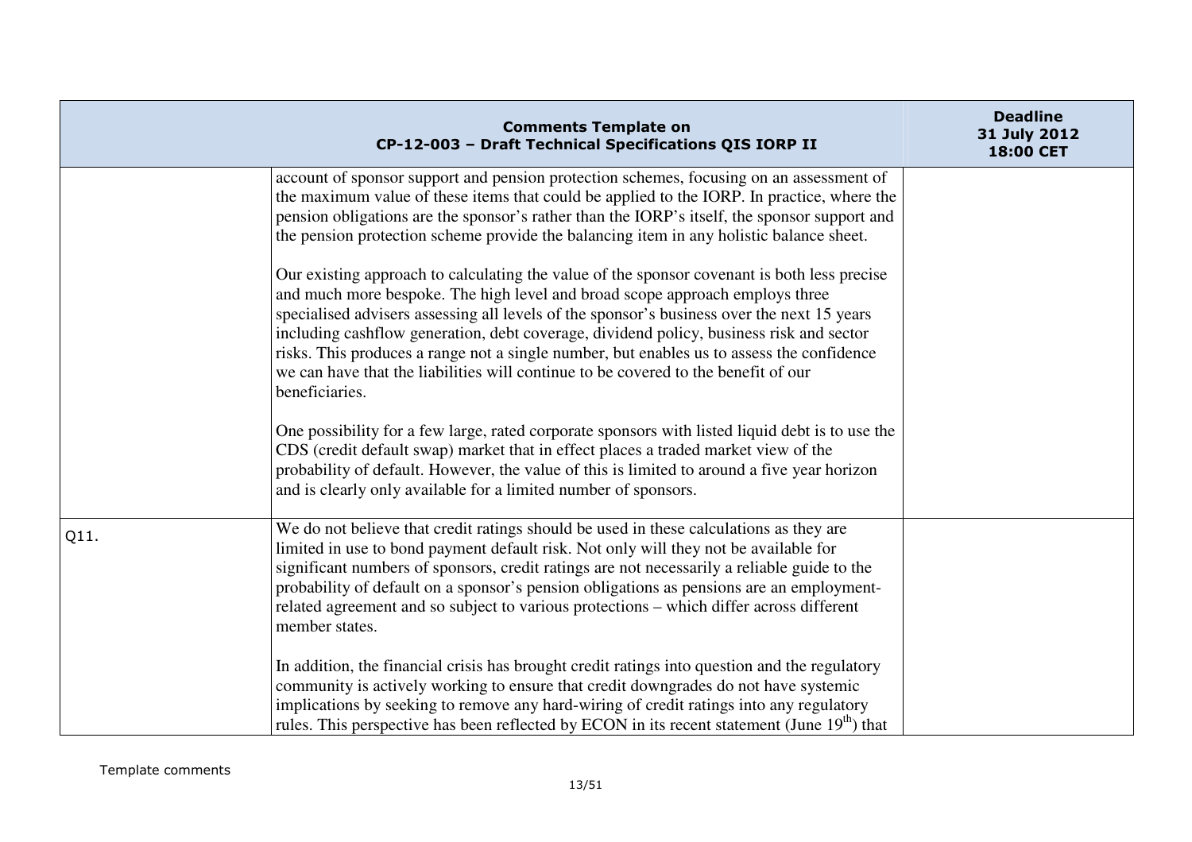| Comments Template on CP-12-003 – Draft Technical Specifications QIS IORP II | | Deadline 31 July 2012 18:00 CET |
|---|---|---|
| | account of sponsor support and pension protection schemes, focusing on an assessment of the maximum value of these items that could be applied to the IORP. In practice, where the pension obligations are the sponsor's rather than the IORP's itself, the sponsor support and the pension protection scheme provide the balancing item in any holistic balance sheet.<br><br>Our existing approach to calculating the value of the sponsor covenant is both less precise and much more bespoke. The high level and broad scope approach employs three specialised advisers assessing all levels of the sponsor's business over the next 15 years including cashflow generation, debt coverage, dividend policy, business risk and sector risks. This produces a range not a single number, but enables us to assess the confidence we can have that the liabilities will continue to be covered to the benefit of our beneficiaries.<br><br>One possibility for a few large, rated corporate sponsors with listed liquid debt is to use the CDS (credit default swap) market that in effect places a traded market view of the probability of default. However, the value of this is limited to around a five year horizon and is clearly only available for a limited number of sponsors. | |
| Q11. | We do not believe that credit ratings should be used in these calculations as they are limited in use to bond payment default risk. Not only will they not be available for significant numbers of sponsors, credit ratings are not necessarily a reliable guide to the probability of default on a sponsor's pension obligations as pensions are an employment-related agreement and so subject to various protections – which differ across different member states.<br><br>In addition, the financial crisis has brought credit ratings into question and the regulatory community is actively working to ensure that credit downgrades do not have systemic implications by seeking to remove any hard-wiring of credit ratings into any regulatory rules. This perspective has been reflected by ECON in its recent statement (June 19th) that | |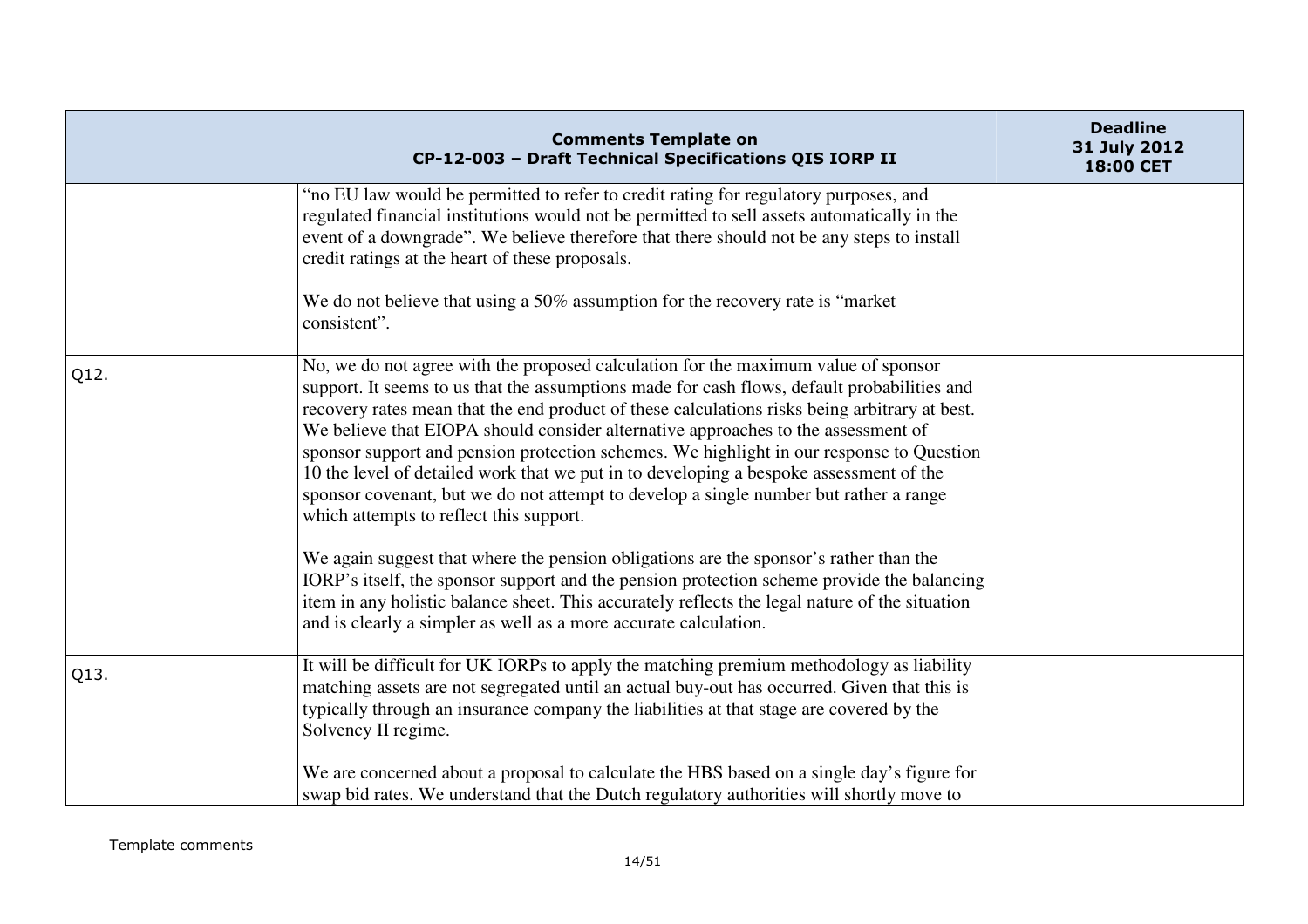| Comments Template on CP-12-003 – Draft Technical Specifications QIS IORP II | | Deadline 31 July 2012 18:00 CET |
|---|---|---|
| | "no EU law would be permitted to refer to credit rating for regulatory purposes, and regulated financial institutions would not be permitted to sell assets automatically in the event of a downgrade". We believe therefore that there should not be any steps to install credit ratings at the heart of these proposals.<br><br>We do not believe that using a 50% assumption for the recovery rate is "market consistent". | |
| Q12. | No, we do not agree with the proposed calculation for the maximum value of sponsor support. It seems to us that the assumptions made for cash flows, default probabilities and recovery rates mean that the end product of these calculations risks being arbitrary at best. We believe that EIOPA should consider alternative approaches to the assessment of sponsor support and pension protection schemes. We highlight in our response to Question 10 the level of detailed work that we put in to developing a bespoke assessment of the sponsor covenant, but we do not attempt to develop a single number but rather a range which attempts to reflect this support.<br><br>We again suggest that where the pension obligations are the sponsor's rather than the IORP's itself, the sponsor support and the pension protection scheme provide the balancing item in any holistic balance sheet. This accurately reflects the legal nature of the situation and is clearly a simpler as well as a more accurate calculation. | |
| Q13. | It will be difficult for UK IORPs to apply the matching premium methodology as liability matching assets are not segregated until an actual buy-out has occurred. Given that this is typically through an insurance company the liabilities at that stage are covered by the Solvency II regime.<br><br>We are concerned about a proposal to calculate the HBS based on a single day's figure for swap bid rates. We understand that the Dutch regulatory authorities will shortly move to | |

Template comments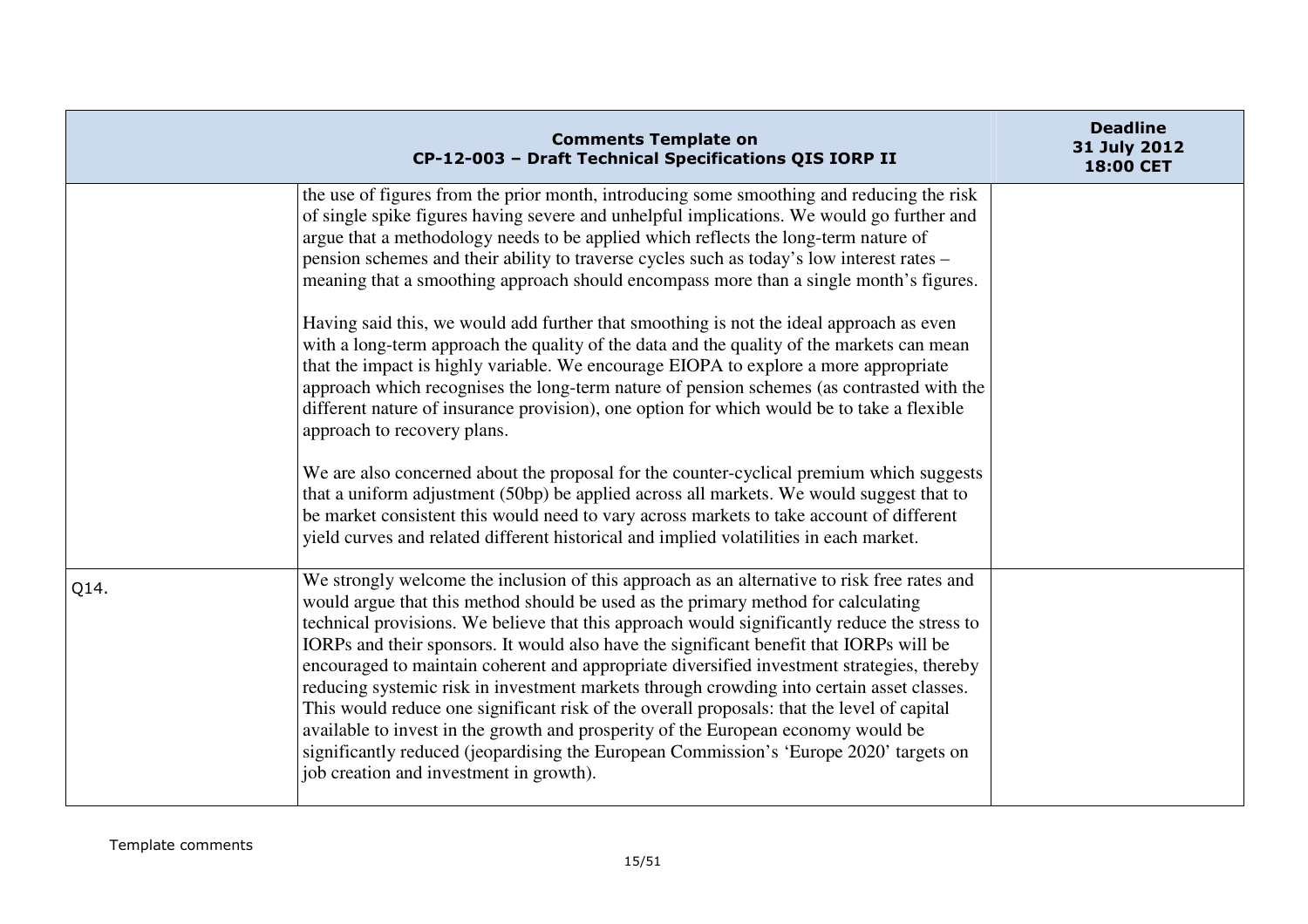| Comments Template on CP-12-003 – Draft Technical Specifications QIS IORP II | | Deadline 31 July 2012 18:00 CET |
|---|---|---|
| | the use of figures from the prior month, introducing some smoothing and reducing the risk of single spike figures having severe and unhelpful implications. We would go further and argue that a methodology needs to be applied which reflects the long-term nature of pension schemes and their ability to traverse cycles such as today's low interest rates – meaning that a smoothing approach should encompass more than a single month's figures.<br><br>Having said this, we would add further that smoothing is not the ideal approach as even with a long-term approach the quality of the data and the quality of the markets can mean that the impact is highly variable. We encourage EIOPA to explore a more appropriate approach which recognises the long-term nature of pension schemes (as contrasted with the different nature of insurance provision), one option for which would be to take a flexible approach to recovery plans.<br><br>We are also concerned about the proposal for the counter-cyclical premium which suggests that a uniform adjustment (50bp) be applied across all markets. We would suggest that to be market consistent this would need to vary across markets to take account of different yield curves and related different historical and implied volatilities in each market. | |
| Q14. | We strongly welcome the inclusion of this approach as an alternative to risk free rates and would argue that this method should be used as the primary method for calculating technical provisions. We believe that this approach would significantly reduce the stress to IORPs and their sponsors. It would also have the significant benefit that IORPs will be encouraged to maintain coherent and appropriate diversified investment strategies, thereby reducing systemic risk in investment markets through crowding into certain asset classes. This would reduce one significant risk of the overall proposals: that the level of capital available to invest in the growth and prosperity of the European economy would be significantly reduced (jeopardising the European Commission's 'Europe 2020' targets on job creation and investment in growth). | |

Template comments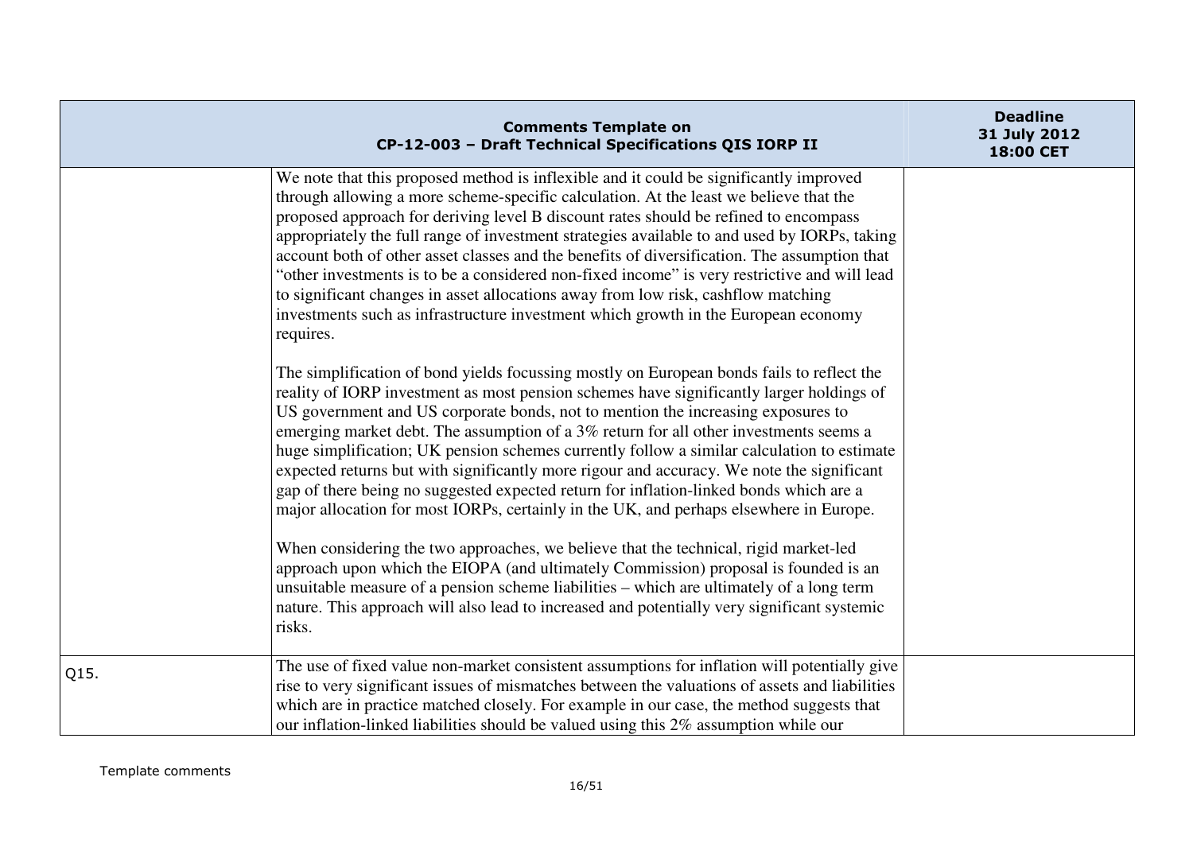| | | |
|---|---|---|
| | We note that this proposed method is inflexible and it could be significantly improved through allowing a more scheme-specific calculation. At the least we believe that the proposed approach for deriving level B discount rates should be refined to encompass appropriately the full range of investment strategies available to and used by IORPs, taking account both of other asset classes and the benefits of diversification. The assumption that "other investments is to be a considered non-fixed income" is very restrictive and will lead to significant changes in asset allocations away from low risk, cashflow matching investments such as infrastructure investment which growth in the European economy requires.<br><br>The simplification of bond yields focussing mostly on European bonds fails to reflect the reality of IORP investment as most pension schemes have significantly larger holdings of US government and US corporate bonds, not to mention the increasing exposures to emerging market debt. The assumption of a 3% return for all other investments seems a huge simplification; UK pension schemes currently follow a similar calculation to estimate expected returns but with significantly more rigour and accuracy. We note the significant gap of there being no suggested expected return for inflation-linked bonds which are a major allocation for most IORPs, certainly in the UK, and perhaps elsewhere in Europe.<br><br>When considering the two approaches, we believe that the technical, rigid market-led approach upon which the EIOPA (and ultimately Commission) proposal is founded is an unsuitable measure of a pension scheme liabilities – which are ultimately of a long term nature. This approach will also lead to increased and potentially very significant systemic risks. | |
| Q15. | The use of fixed value non-market consistent assumptions for inflation will potentially give rise to very significant issues of mismatches between the valuations of assets and liabilities which are in practice matched closely. For example in our case, the method suggests that our inflation-linked liabilities should be valued using this 2% assumption while our | |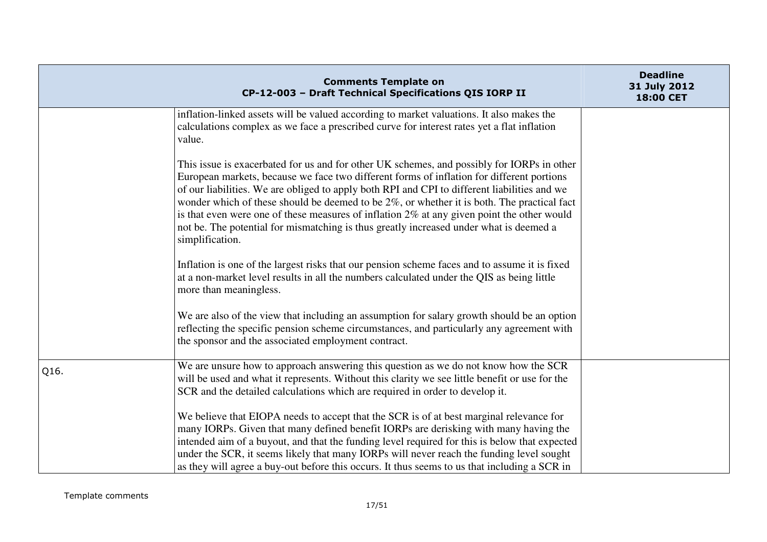| Comments Template on CP-12-003 – Draft Technical Specifications QIS IORP II | | Deadline 31 July 2012 18:00 CET |
|---|---|---|
| | inflation-linked assets will be valued according to market valuations. It also makes the calculations complex as we face a prescribed curve for interest rates yet a flat inflation value.<br><br>This issue is exacerbated for us and for other UK schemes, and possibly for IORPs in other European markets, because we face two different forms of inflation for different portions of our liabilities. We are obliged to apply both RPI and CPI to different liabilities and we wonder which of these should be deemed to be 2%, or whether it is both. The practical fact is that even were one of these measures of inflation 2% at any given point the other would not be. The potential for mismatching is thus greatly increased under what is deemed a simplification.<br><br>Inflation is one of the largest risks that our pension scheme faces and to assume it is fixed at a non-market level results in all the numbers calculated under the QIS as being little more than meaningless.<br><br>We are also of the view that including an assumption for salary growth should be an option reflecting the specific pension scheme circumstances, and particularly any agreement with the sponsor and the associated employment contract. | |
| Q16. | We are unsure how to approach answering this question as we do not know how the SCR will be used and what it represents. Without this clarity we see little benefit or use for the SCR and the detailed calculations which are required in order to develop it.<br><br>We believe that EIOPA needs to accept that the SCR is of at best marginal relevance for many IORPs. Given that many defined benefit IORPs are derisking with many having the intended aim of a buyout, and that the funding level required for this is below that expected under the SCR, it seems likely that many IORPs will never reach the funding level sought as they will agree a buy-out before this occurs. It thus seems to us that including a SCR in | |

Template comments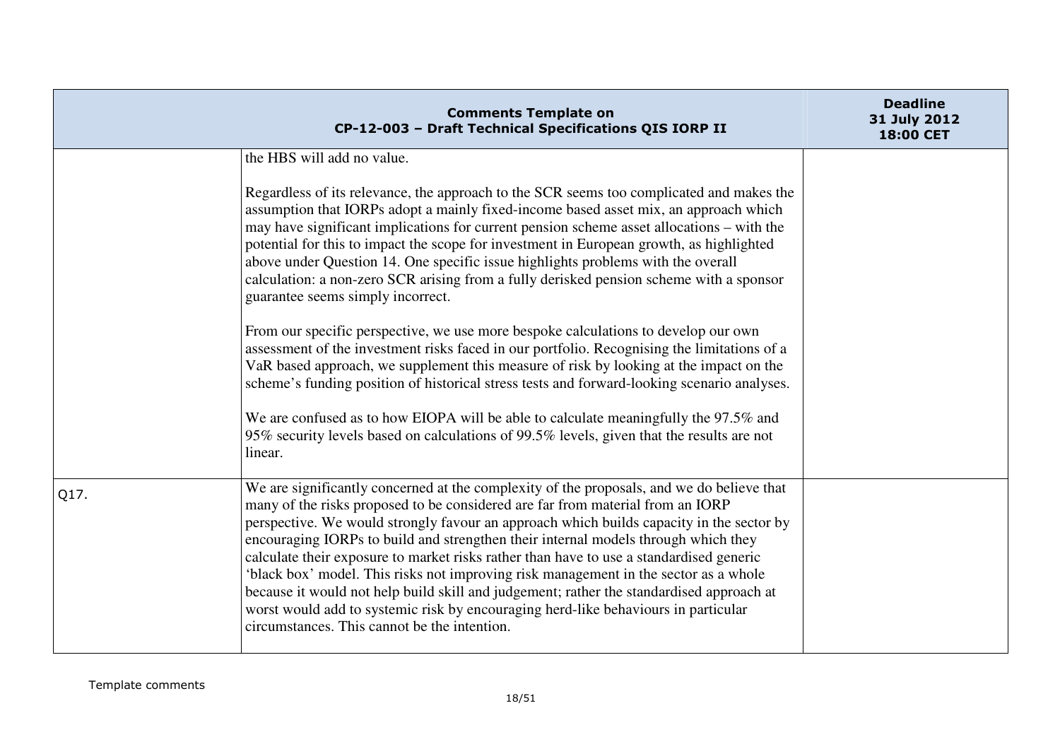| Comments Template on CP-12-003 – Draft Technical Specifications QIS IORP II | | Deadline 31 July 2012 18:00 CET |
|---|---|---|
| | the HBS will add no value.<br><br>Regardless of its relevance, the approach to the SCR seems too complicated and makes the assumption that IORPs adopt a mainly fixed-income based asset mix, an approach which may have significant implications for current pension scheme asset allocations – with the potential for this to impact the scope for investment in European growth, as highlighted above under Question 14. One specific issue highlights problems with the overall calculation: a non-zero SCR arising from a fully derisked pension scheme with a sponsor guarantee seems simply incorrect.<br><br>From our specific perspective, we use more bespoke calculations to develop our own assessment of the investment risks faced in our portfolio. Recognising the limitations of a VaR based approach, we supplement this measure of risk by looking at the impact on the scheme's funding position of historical stress tests and forward-looking scenario analyses.<br><br>We are confused as to how EIOPA will be able to calculate meaningfully the 97.5% and 95% security levels based on calculations of 99.5% levels, given that the results are not linear. | |
| Q17. | We are significantly concerned at the complexity of the proposals, and we do believe that many of the risks proposed to be considered are far from material from an IORP perspective. We would strongly favour an approach which builds capacity in the sector by encouraging IORPs to build and strengthen their internal models through which they calculate their exposure to market risks rather than have to use a standardised generic 'black box' model. This risks not improving risk management in the sector as a whole because it would not help build skill and judgement; rather the standardised approach at worst would add to systemic risk by encouraging herd-like behaviours in particular circumstances. This cannot be the intention. | |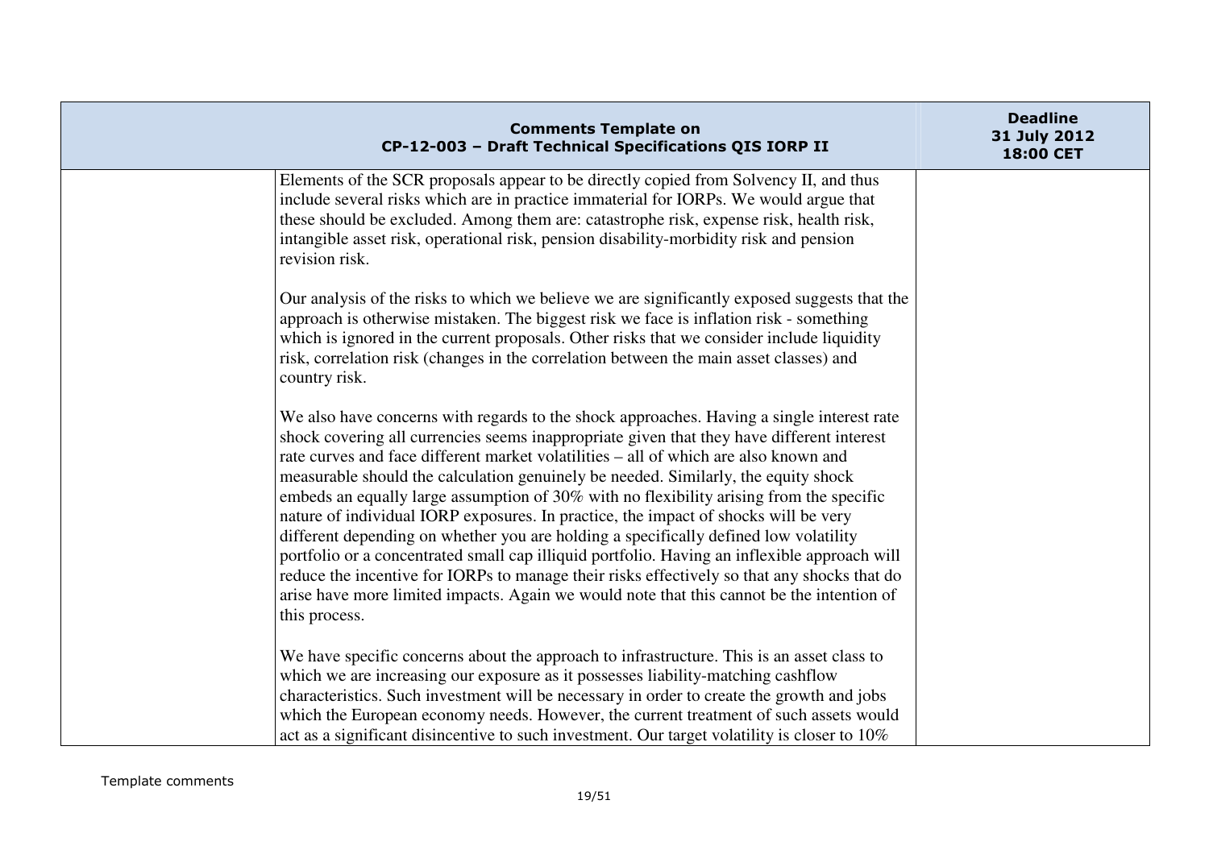| Comments Template on CP-12-003 – Draft Technical Specifications QIS IORP II | | Deadline 31 July 2012 18:00 CET |
|---|---|---|
| | Elements of the SCR proposals appear to be directly copied from Solvency II, and thus include several risks which are in practice immaterial for IORPs. We would argue that these should be excluded. Among them are: catastrophe risk, expense risk, health risk, intangible asset risk, operational risk, pension disability-morbidity risk and pension revision risk.<br><br>Our analysis of the risks to which we believe we are significantly exposed suggests that the approach is otherwise mistaken. The biggest risk we face is inflation risk - something which is ignored in the current proposals. Other risks that we consider include liquidity risk, correlation risk (changes in the correlation between the main asset classes) and country risk.<br><br>We also have concerns with regards to the shock approaches. Having a single interest rate shock covering all currencies seems inappropriate given that they have different interest rate curves and face different market volatilities – all of which are also known and measurable should the calculation genuinely be needed. Similarly, the equity shock embeds an equally large assumption of 30% with no flexibility arising from the specific nature of individual IORP exposures. In practice, the impact of shocks will be very different depending on whether you are holding a specifically defined low volatility portfolio or a concentrated small cap illiquid portfolio. Having an inflexible approach will reduce the incentive for IORPs to manage their risks effectively so that any shocks that do arise have more limited impacts. Again we would note that this cannot be the intention of this process.<br><br>We have specific concerns about the approach to infrastructure. This is an asset class to which we are increasing our exposure as it possesses liability-matching cashflow characteristics. Such investment will be necessary in order to create the growth and jobs which the European economy needs. However, the current treatment of such assets would act as a significant disincentive to such investment. Our target volatility is closer to 10% | |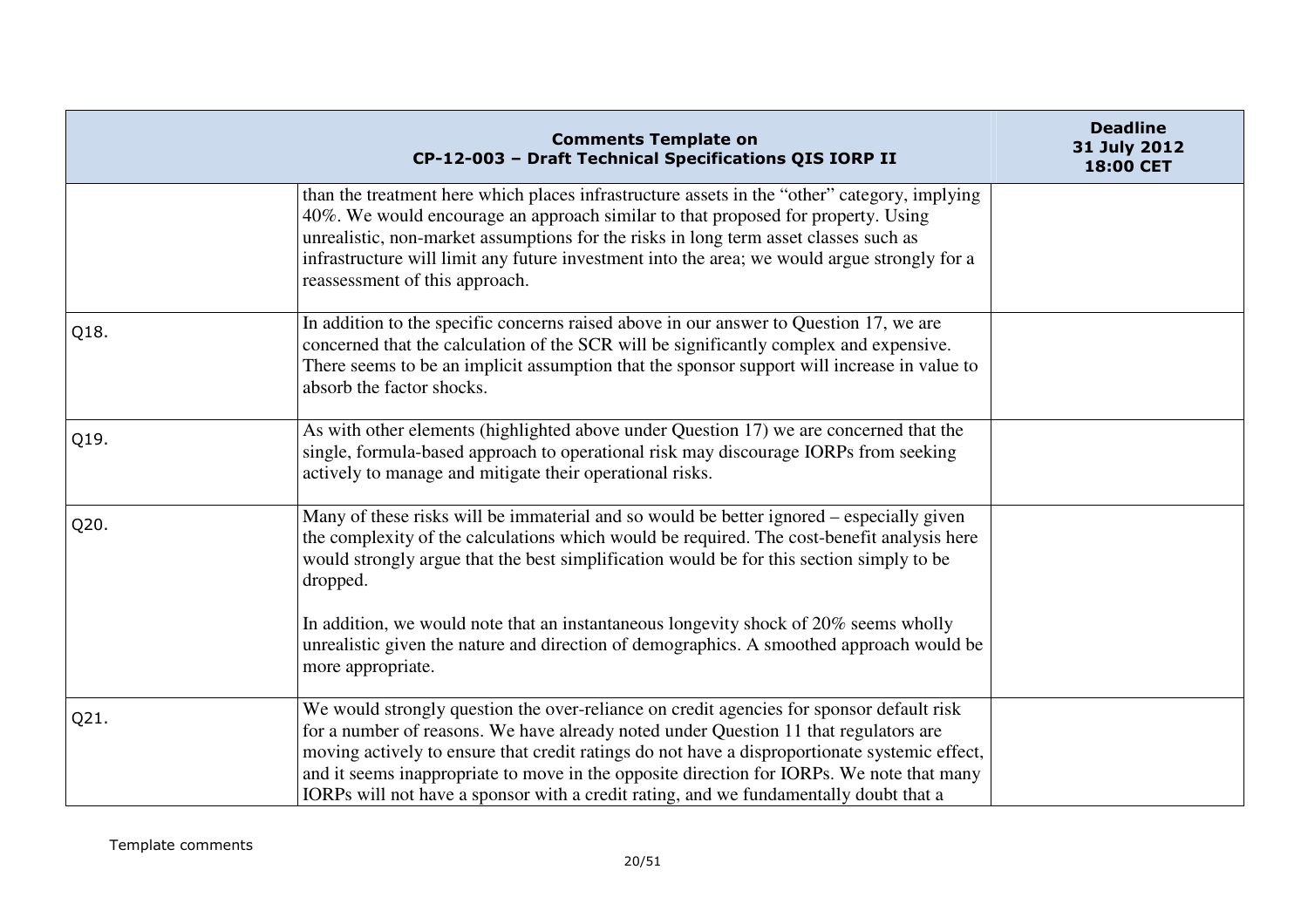| Comments Template on CP-12-003 – Draft Technical Specifications QIS IORP II | | Deadline 31 July 2012 18:00 CET |
|---|---|---|
| | than the treatment here which places infrastructure assets in the "other" category, implying 40%. We would encourage an approach similar to that proposed for property. Using unrealistic, non-market assumptions for the risks in long term asset classes such as infrastructure will limit any future investment into the area; we would argue strongly for a reassessment of this approach. | |
| Q18. | In addition to the specific concerns raised above in our answer to Question 17, we are concerned that the calculation of the SCR will be significantly complex and expensive. There seems to be an implicit assumption that the sponsor support will increase in value to absorb the factor shocks. | |
| Q19. | As with other elements (highlighted above under Question 17) we are concerned that the single, formula-based approach to operational risk may discourage IORPs from seeking actively to manage and mitigate their operational risks. | |
| Q20. | Many of these risks will be immaterial and so would be better ignored – especially given the complexity of the calculations which would be required. The cost-benefit analysis here would strongly argue that the best simplification would be for this section simply to be dropped.<br><br>In addition, we would note that an instantaneous longevity shock of 20% seems wholly unrealistic given the nature and direction of demographics. A smoothed approach would be more appropriate. | |
| Q21. | We would strongly question the over-reliance on credit agencies for sponsor default risk for a number of reasons. We have already noted under Question 11 that regulators are moving actively to ensure that credit ratings do not have a disproportionate systemic effect, and it seems inappropriate to move in the opposite direction for IORPs. We note that many IORPs will not have a sponsor with a credit rating, and we fundamentally doubt that a | |

Template comments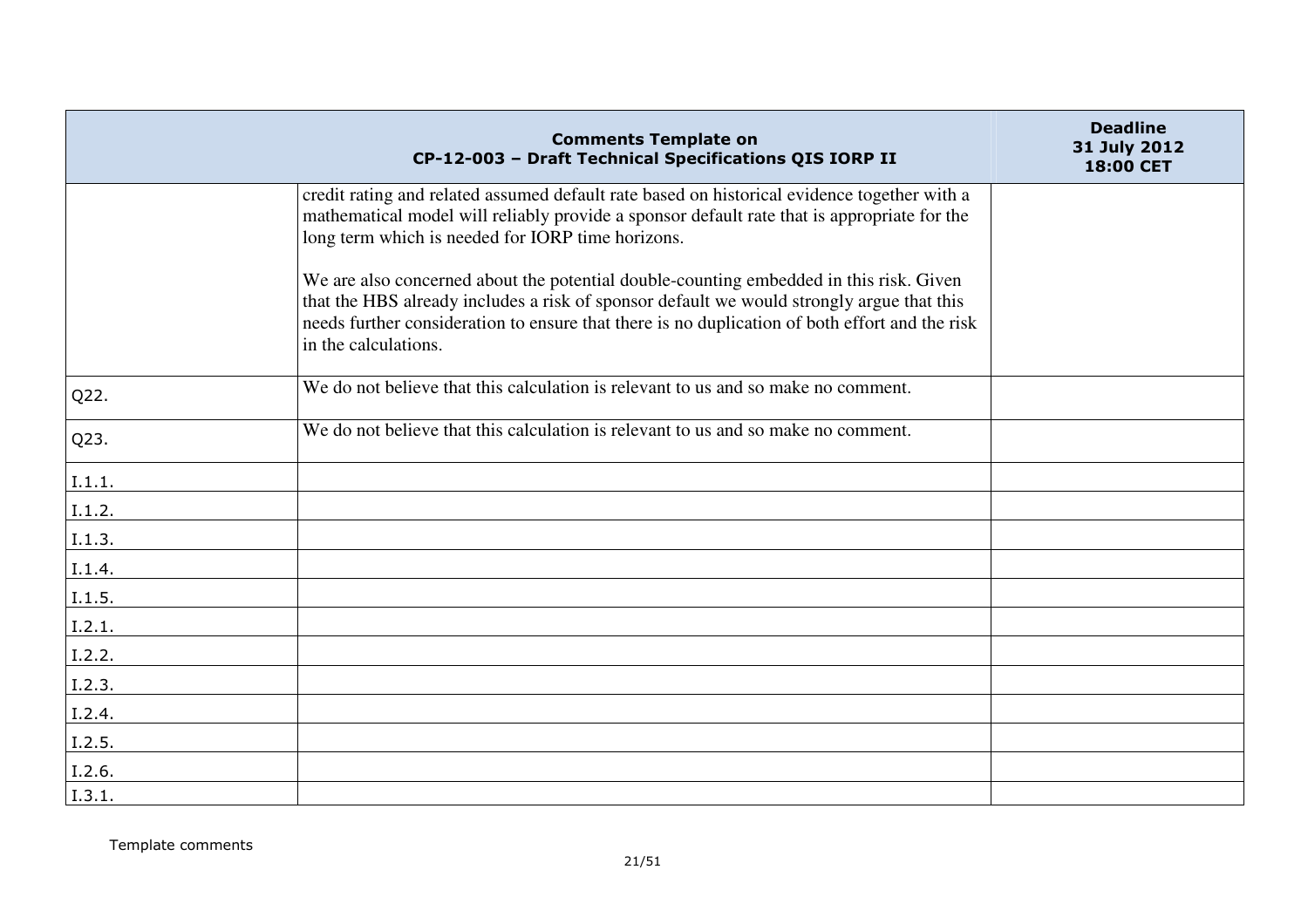| | Comments Template on CP-12-003 – Draft Technical Specifications QIS IORP II | Deadline 31 July 2012 18:00 CET |
|---|---|---|
| | credit rating and related assumed default rate based on historical evidence together with a mathematical model will reliably provide a sponsor default rate that is appropriate for the long term which is needed for IORP time horizons.<br><br>We are also concerned about the potential double-counting embedded in this risk. Given that the HBS already includes a risk of sponsor default we would strongly argue that this needs further consideration to ensure that there is no duplication of both effort and the risk in the calculations. | |
| Q22. | We do not believe that this calculation is relevant to us and so make no comment. | |
| Q23. | We do not believe that this calculation is relevant to us and so make no comment. | |
| I.1.1. | | |
| I.1.2. | | |
| I.1.3. | | |
| I.1.4. | | |
| I.1.5. | | |
| I.2.1. | | |
| I.2.2. | | |
| I.2.3. | | |
| I.2.4. | | |
| I.2.5. | | |
| I.2.6. | | |
| I.3.1. | | |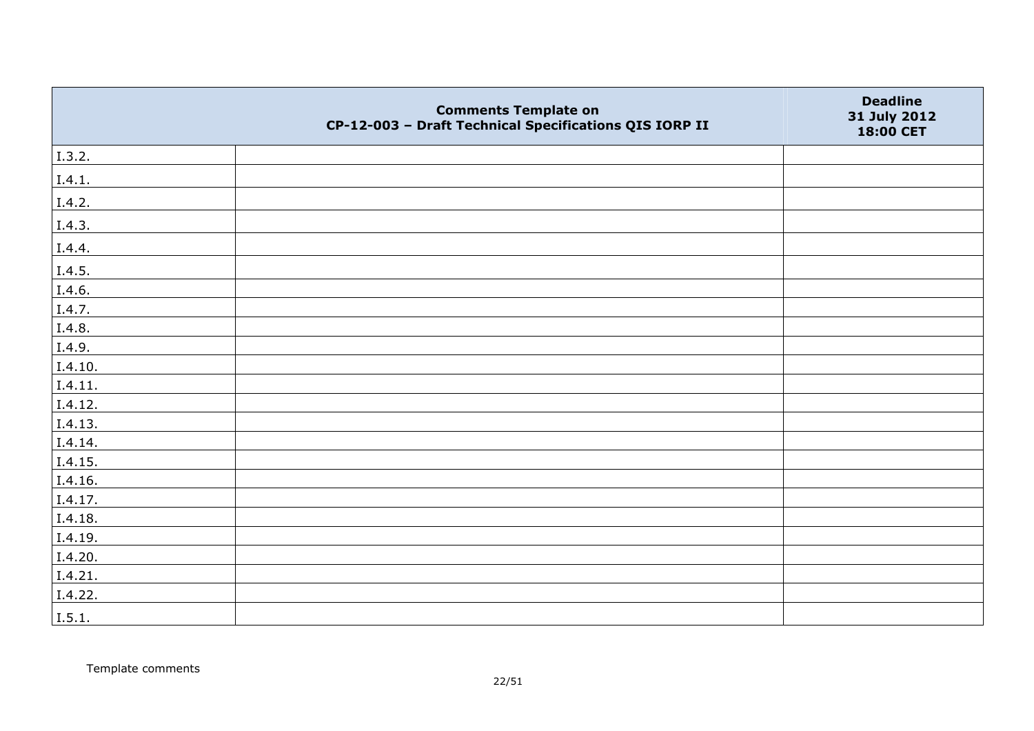| | Comments Template on CP-12-003 – Draft Technical Specifications QIS IORP II | Deadline 31 July 2012 18:00 CET |
|---|---|---|
| I.3.2. | | |
| I.4.1. | | |
| I.4.2. | | |
| I.4.3. | | |
| I.4.4. | | |
| I.4.5. | | |
| I.4.6. | | |
| I.4.7. | | |
| I.4.8. | | |
| I.4.9. | | |
| I.4.10. | | |
| I.4.11. | | |
| I.4.12. | | |
| I.4.13. | | |
| I.4.14. | | |
| I.4.15. | | |
| I.4.16. | | |
| I.4.17. | | |
| I.4.18. | | |
| I.4.19. | | |
| I.4.20. | | |
| I.4.21. | | |
| I.4.22. | | |
| I.5.1. | | |

Template comments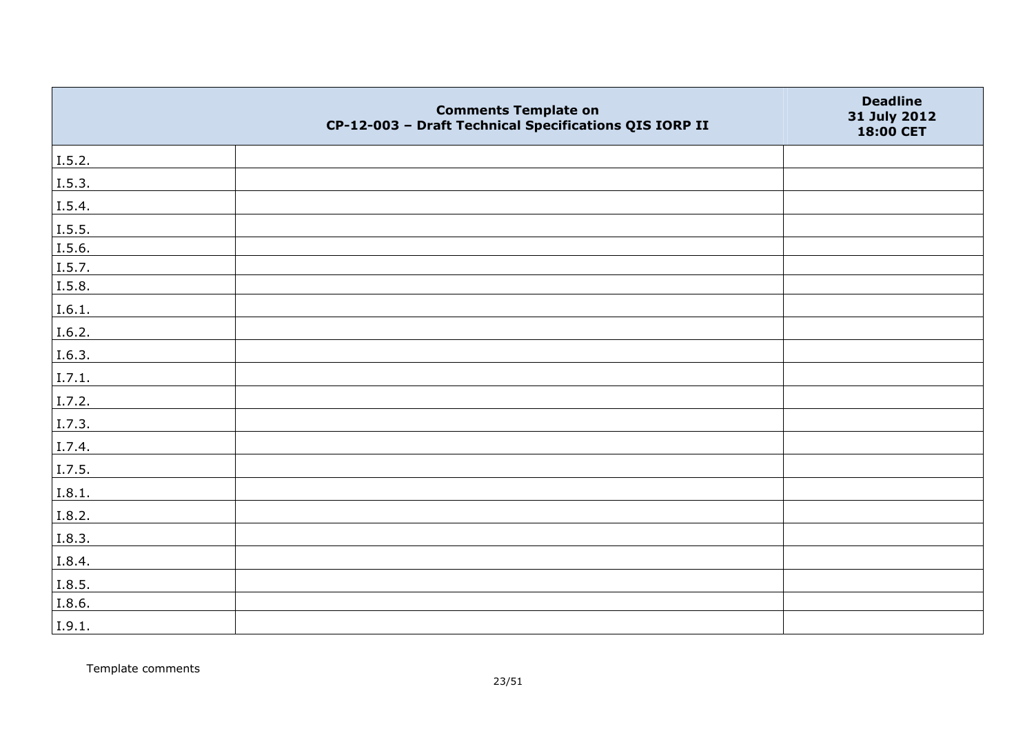|  | Comments Template on CP-12-003 – Draft Technical Specifications QIS IORP II | Deadline 31 July 2012 18:00 CET |
|---|---|---|
| I.5.2. |  |  |
| I.5.3. |  |  |
| I.5.4. |  |  |
| I.5.5. |  |  |
| I.5.6. |  |  |
| I.5.7. |  |  |
| I.5.8. |  |  |
| I.6.1. |  |  |
| I.6.2. |  |  |
| I.6.3. |  |  |
| I.7.1. |  |  |
| I.7.2. |  |  |
| I.7.3. |  |  |
| I.7.4. |  |  |
| I.7.5. |  |  |
| I.8.1. |  |  |
| I.8.2. |  |  |
| I.8.3. |  |  |
| I.8.4. |  |  |
| I.8.5. |  |  |
| I.8.6. |  |  |
| I.9.1. |  |  |

Template comments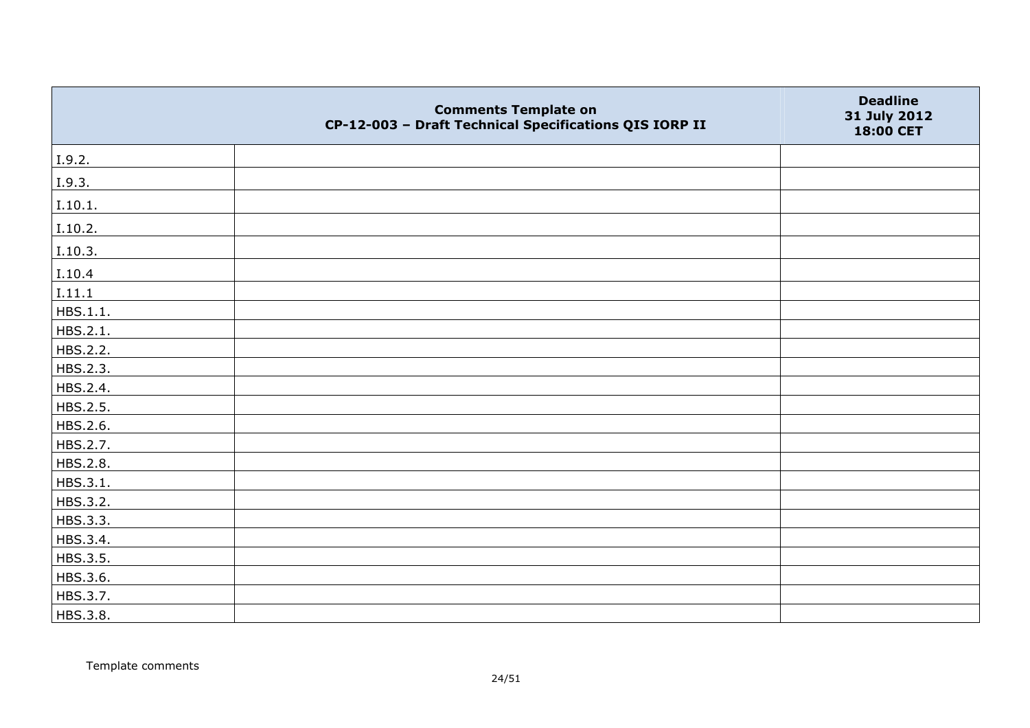|  | Comments Template on CP-12-003 – Draft Technical Specifications QIS IORP II | Deadline 31 July 2012 18:00 CET |
|---|---|---|
| I.9.2. |  |  |
| I.9.3. |  |  |
| I.10.1. |  |  |
| I.10.2. |  |  |
| I.10.3. |  |  |
| I.10.4 |  |  |
| I.11.1 |  |  |
| HBS.1.1. |  |  |
| HBS.2.1. |  |  |
| HBS.2.2. |  |  |
| HBS.2.3. |  |  |
| HBS.2.4. |  |  |
| HBS.2.5. |  |  |
| HBS.2.6. |  |  |
| HBS.2.7. |  |  |
| HBS.2.8. |  |  |
| HBS.3.1. |  |  |
| HBS.3.2. |  |  |
| HBS.3.3. |  |  |
| HBS.3.4. |  |  |
| HBS.3.5. |  |  |
| HBS.3.6. |  |  |
| HBS.3.7. |  |  |
| HBS.3.8. |  |  |

Template comments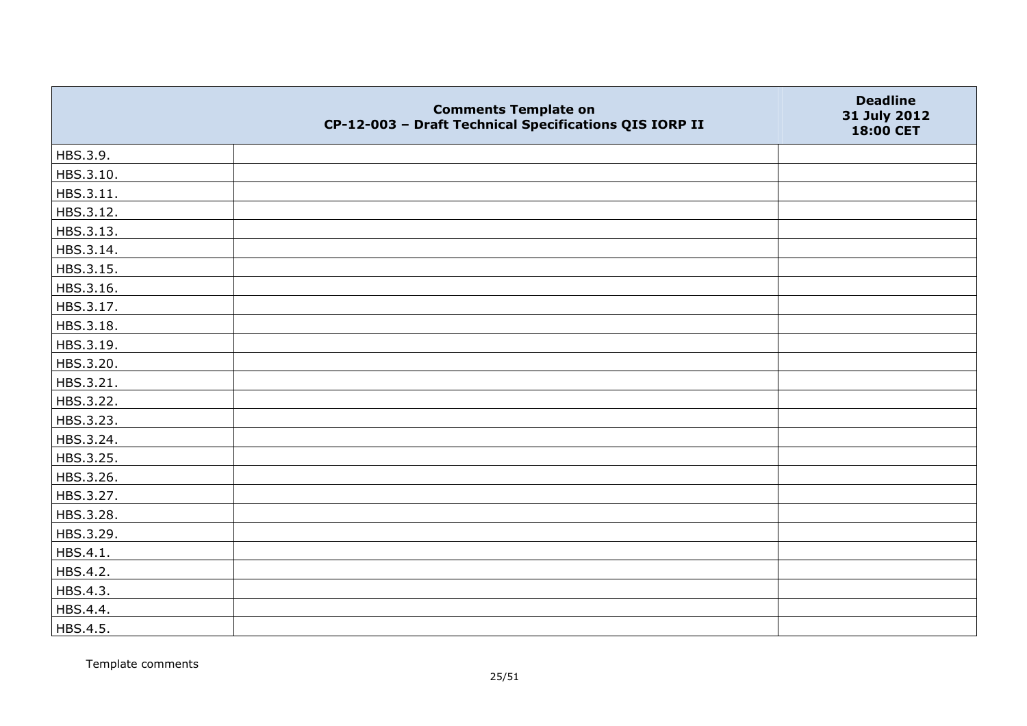| | Comments Template on CP-12-003 – Draft Technical Specifications QIS IORP II | Deadline 31 July 2012 18:00 CET |
|---|---|---|
| HBS.3.9. | | |
| HBS.3.10. | | |
| HBS.3.11. | | |
| HBS.3.12. | | |
| HBS.3.13. | | |
| HBS.3.14. | | |
| HBS.3.15. | | |
| HBS.3.16. | | |
| HBS.3.17. | | |
| HBS.3.18. | | |
| HBS.3.19. | | |
| HBS.3.20. | | |
| HBS.3.21. | | |
| HBS.3.22. | | |
| HBS.3.23. | | |
| HBS.3.24. | | |
| HBS.3.25. | | |
| HBS.3.26. | | |
| HBS.3.27. | | |
| HBS.3.28. | | |
| HBS.3.29. | | |
| HBS.4.1. | | |
| HBS.4.2. | | |
| HBS.4.3. | | |
| HBS.4.4. | | |
| HBS.4.5. | | |

Template comments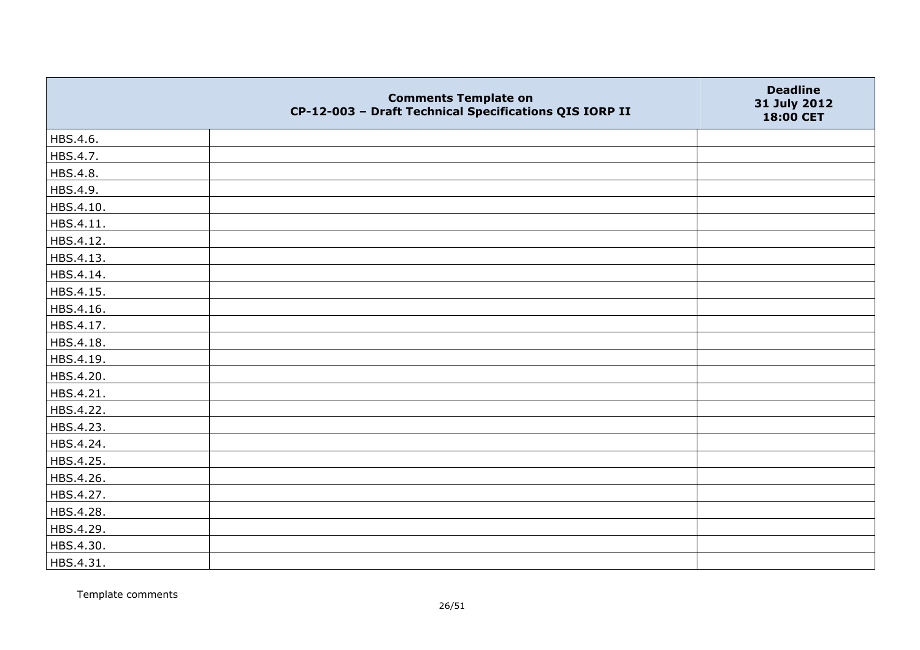| | Comments Template on CP-12-003 – Draft Technical Specifications QIS IORP II | Deadline 31 July 2012 18:00 CET |
|---|---|---|
| HBS.4.6. | | |
| HBS.4.7. | | |
| HBS.4.8. | | |
| HBS.4.9. | | |
| HBS.4.10. | | |
| HBS.4.11. | | |
| HBS.4.12. | | |
| HBS.4.13. | | |
| HBS.4.14. | | |
| HBS.4.15. | | |
| HBS.4.16. | | |
| HBS.4.17. | | |
| HBS.4.18. | | |
| HBS.4.19. | | |
| HBS.4.20. | | |
| HBS.4.21. | | |
| HBS.4.22. | | |
| HBS.4.23. | | |
| HBS.4.24. | | |
| HBS.4.25. | | |
| HBS.4.26. | | |
| HBS.4.27. | | |
| HBS.4.28. | | |
| HBS.4.29. | | |
| HBS.4.30. | | |
| HBS.4.31. | | |

Template comments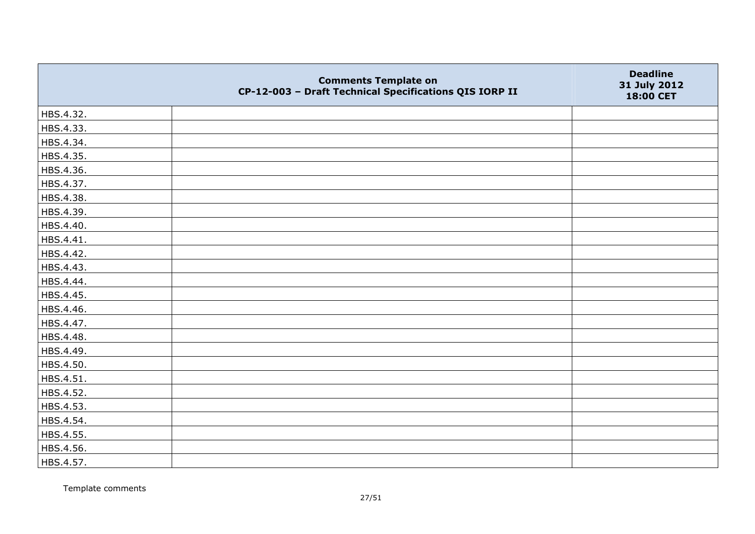| | Comments Template on CP-12-003 – Draft Technical Specifications QIS IORP II | Deadline 31 July 2012 18:00 CET |
|---|---|---|
| HBS.4.32. | | |
| HBS.4.33. | | |
| HBS.4.34. | | |
| HBS.4.35. | | |
| HBS.4.36. | | |
| HBS.4.37. | | |
| HBS.4.38. | | |
| HBS.4.39. | | |
| HBS.4.40. | | |
| HBS.4.41. | | |
| HBS.4.42. | | |
| HBS.4.43. | | |
| HBS.4.44. | | |
| HBS.4.45. | | |
| HBS.4.46. | | |
| HBS.4.47. | | |
| HBS.4.48. | | |
| HBS.4.49. | | |
| HBS.4.50. | | |
| HBS.4.51. | | |
| HBS.4.52. | | |
| HBS.4.53. | | |
| HBS.4.54. | | |
| HBS.4.55. | | |
| HBS.4.56. | | |
| HBS.4.57. | | |

Template comments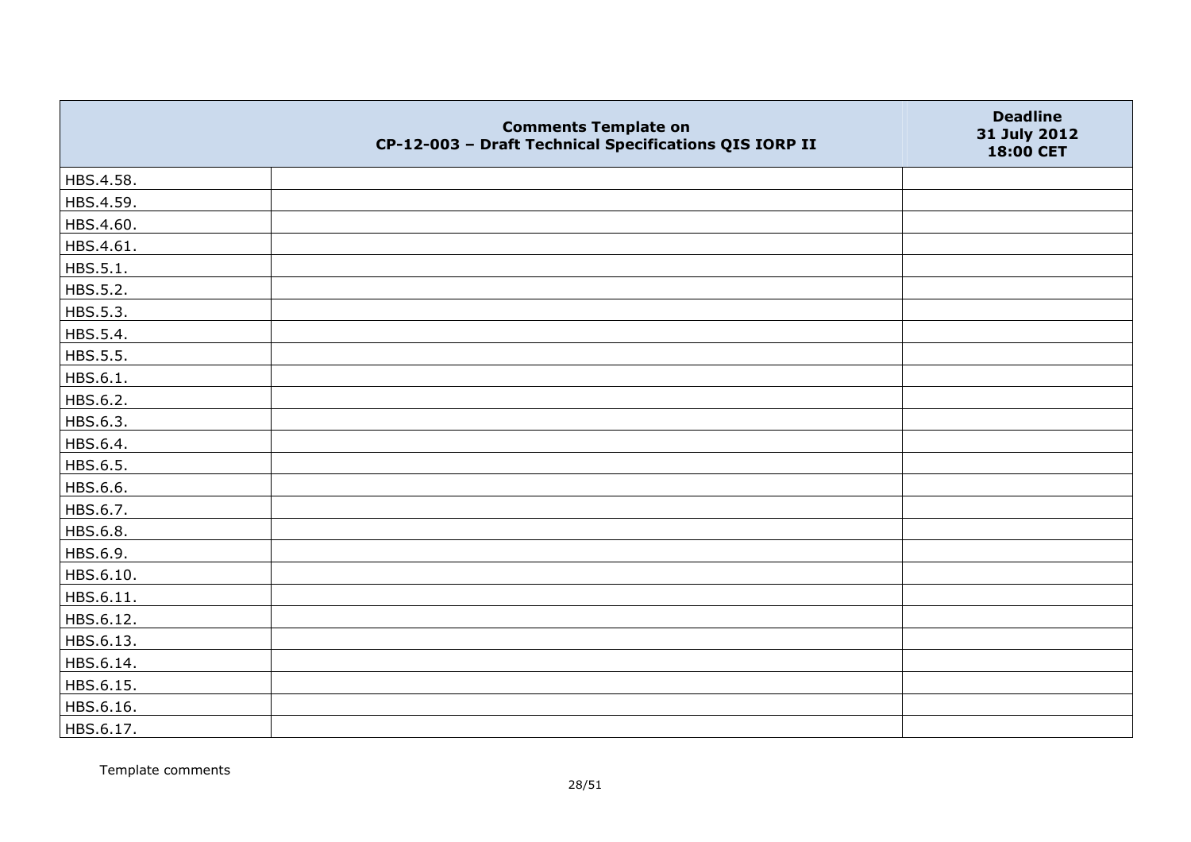| | Comments Template on CP-12-003 – Draft Technical Specifications QIS IORP II | Deadline 31 July 2012 18:00 CET |
|---|---|---|
| HBS.4.58. | | |
| HBS.4.59. | | |
| HBS.4.60. | | |
| HBS.4.61. | | |
| HBS.5.1. | | |
| HBS.5.2. | | |
| HBS.5.3. | | |
| HBS.5.4. | | |
| HBS.5.5. | | |
| HBS.6.1. | | |
| HBS.6.2. | | |
| HBS.6.3. | | |
| HBS.6.4. | | |
| HBS.6.5. | | |
| HBS.6.6. | | |
| HBS.6.7. | | |
| HBS.6.8. | | |
| HBS.6.9. | | |
| HBS.6.10. | | |
| HBS.6.11. | | |
| HBS.6.12. | | |
| HBS.6.13. | | |
| HBS.6.14. | | |
| HBS.6.15. | | |
| HBS.6.16. | | |
| HBS.6.17. | | |

Template comments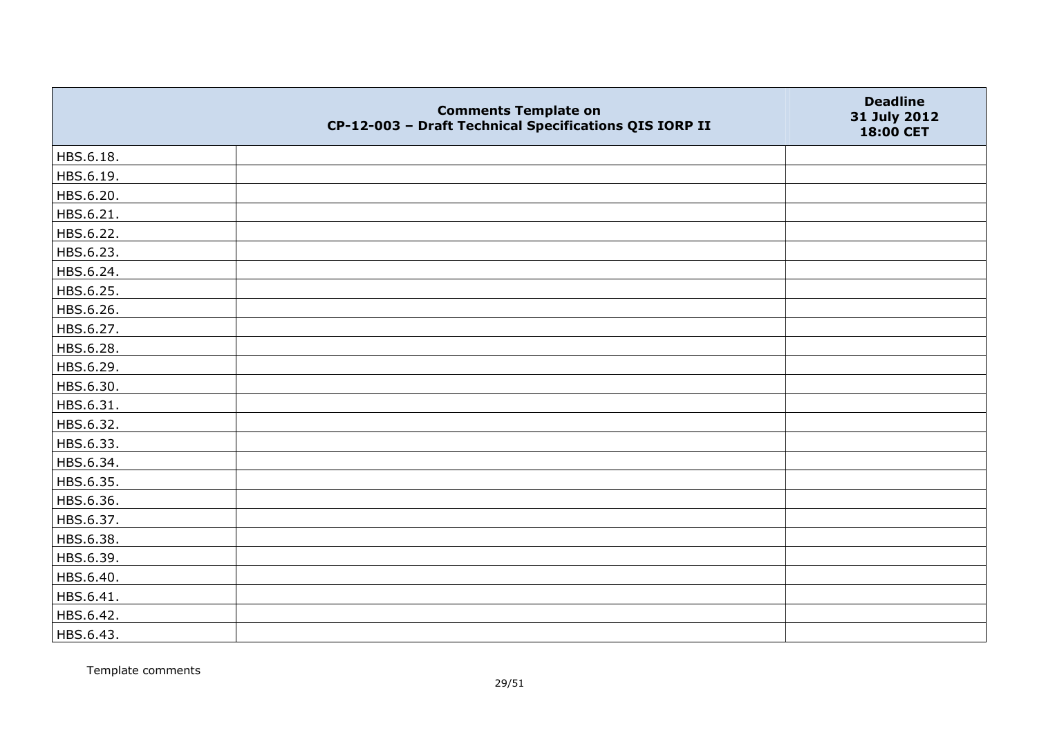| | Comments Template on CP-12-003 – Draft Technical Specifications QIS IORP II | Deadline 31 July 2012 18:00 CET |
|---|---|---|
| HBS.6.18. | | |
| HBS.6.19. | | |
| HBS.6.20. | | |
| HBS.6.21. | | |
| HBS.6.22. | | |
| HBS.6.23. | | |
| HBS.6.24. | | |
| HBS.6.25. | | |
| HBS.6.26. | | |
| HBS.6.27. | | |
| HBS.6.28. | | |
| HBS.6.29. | | |
| HBS.6.30. | | |
| HBS.6.31. | | |
| HBS.6.32. | | |
| HBS.6.33. | | |
| HBS.6.34. | | |
| HBS.6.35. | | |
| HBS.6.36. | | |
| HBS.6.37. | | |
| HBS.6.38. | | |
| HBS.6.39. | | |
| HBS.6.40. | | |
| HBS.6.41. | | |
| HBS.6.42. | | |
| HBS.6.43. | | |

Template comments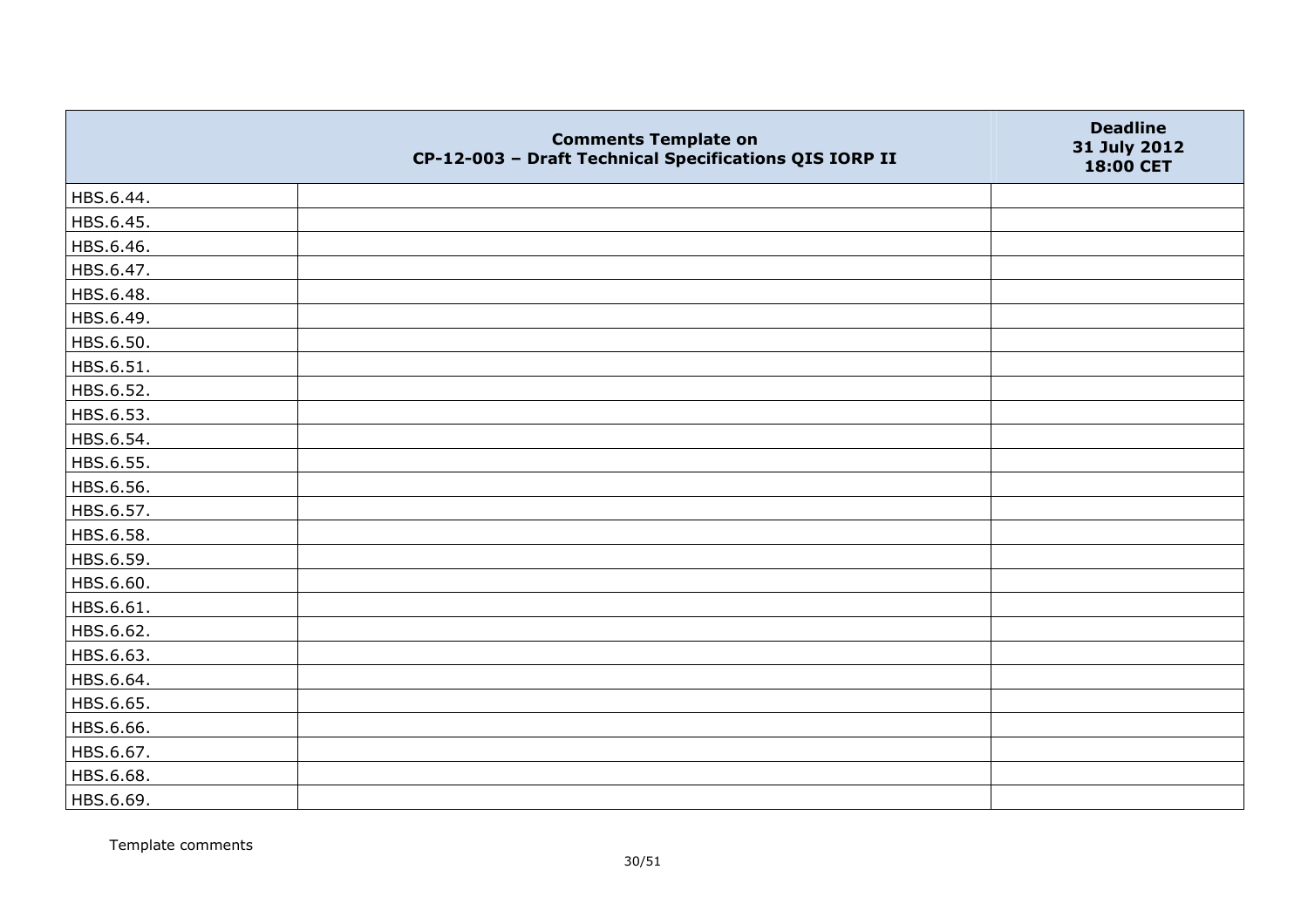|  | Comments Template on CP-12-003 – Draft Technical Specifications QIS IORP II | Deadline 31 July 2012 18:00 CET |
|---|---|---|
| HBS.6.44. |  |  |
| HBS.6.45. |  |  |
| HBS.6.46. |  |  |
| HBS.6.47. |  |  |
| HBS.6.48. |  |  |
| HBS.6.49. |  |  |
| HBS.6.50. |  |  |
| HBS.6.51. |  |  |
| HBS.6.52. |  |  |
| HBS.6.53. |  |  |
| HBS.6.54. |  |  |
| HBS.6.55. |  |  |
| HBS.6.56. |  |  |
| HBS.6.57. |  |  |
| HBS.6.58. |  |  |
| HBS.6.59. |  |  |
| HBS.6.60. |  |  |
| HBS.6.61. |  |  |
| HBS.6.62. |  |  |
| HBS.6.63. |  |  |
| HBS.6.64. |  |  |
| HBS.6.65. |  |  |
| HBS.6.66. |  |  |
| HBS.6.67. |  |  |
| HBS.6.68. |  |  |
| HBS.6.69. |  |  |

Template comments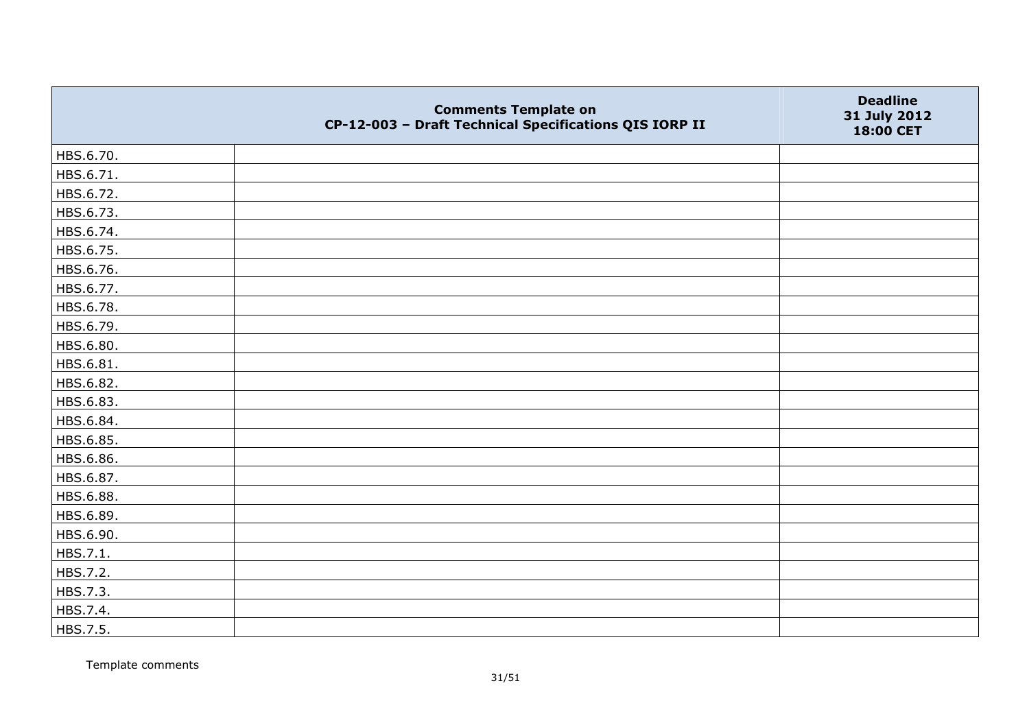| | Comments Template on CP-12-003 – Draft Technical Specifications QIS IORP II | Deadline 31 July 2012 18:00 CET |
|---|---|---|
| HBS.6.70. | | |
| HBS.6.71. | | |
| HBS.6.72. | | |
| HBS.6.73. | | |
| HBS.6.74. | | |
| HBS.6.75. | | |
| HBS.6.76. | | |
| HBS.6.77. | | |
| HBS.6.78. | | |
| HBS.6.79. | | |
| HBS.6.80. | | |
| HBS.6.81. | | |
| HBS.6.82. | | |
| HBS.6.83. | | |
| HBS.6.84. | | |
| HBS.6.85. | | |
| HBS.6.86. | | |
| HBS.6.87. | | |
| HBS.6.88. | | |
| HBS.6.89. | | |
| HBS.6.90. | | |
| HBS.7.1. | | |
| HBS.7.2. | | |
| HBS.7.3. | | |
| HBS.7.4. | | |
| HBS.7.5. | | |

Template comments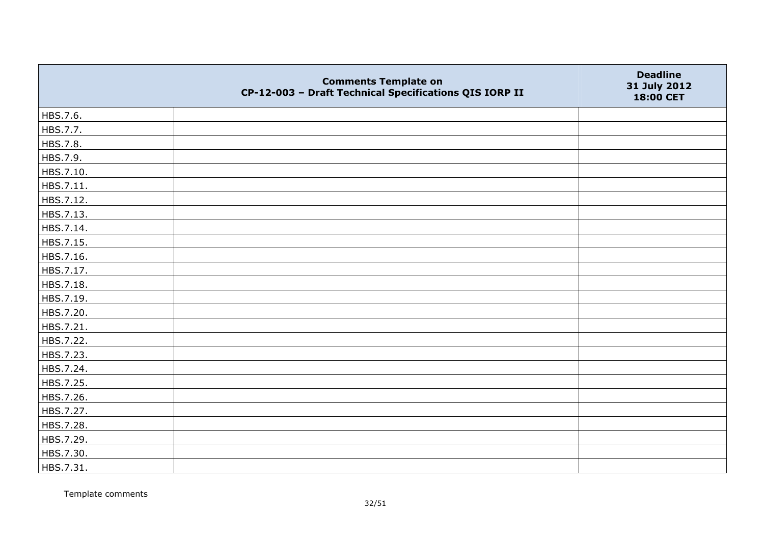|  | Comments Template on CP-12-003 – Draft Technical Specifications QIS IORP II | Deadline 31 July 2012 18:00 CET |
|---|---|---|
| HBS.7.6. |  |  |
| HBS.7.7. |  |  |
| HBS.7.8. |  |  |
| HBS.7.9. |  |  |
| HBS.7.10. |  |  |
| HBS.7.11. |  |  |
| HBS.7.12. |  |  |
| HBS.7.13. |  |  |
| HBS.7.14. |  |  |
| HBS.7.15. |  |  |
| HBS.7.16. |  |  |
| HBS.7.17. |  |  |
| HBS.7.18. |  |  |
| HBS.7.19. |  |  |
| HBS.7.20. |  |  |
| HBS.7.21. |  |  |
| HBS.7.22. |  |  |
| HBS.7.23. |  |  |
| HBS.7.24. |  |  |
| HBS.7.25. |  |  |
| HBS.7.26. |  |  |
| HBS.7.27. |  |  |
| HBS.7.28. |  |  |
| HBS.7.29. |  |  |
| HBS.7.30. |  |  |
| HBS.7.31. |  |  |

Template comments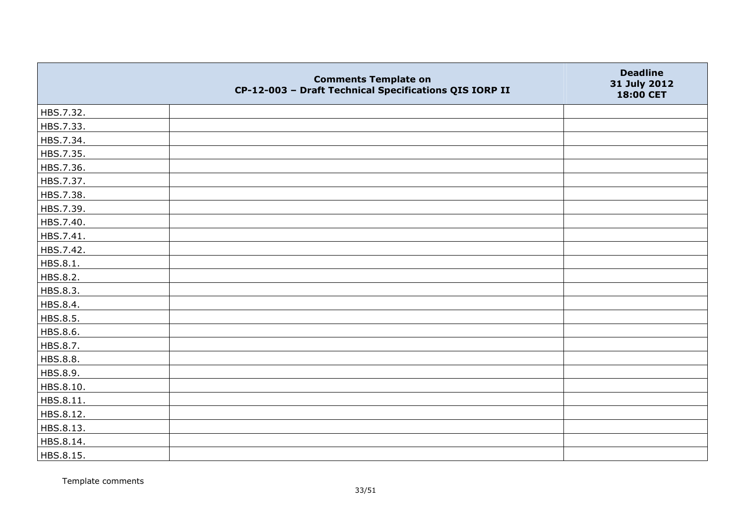|  | Comments Template on CP-12-003 – Draft Technical Specifications QIS IORP II | Deadline 31 July 2012 18:00 CET |
|---|---|---|
| HBS.7.32. |  |  |
| HBS.7.33. |  |  |
| HBS.7.34. |  |  |
| HBS.7.35. |  |  |
| HBS.7.36. |  |  |
| HBS.7.37. |  |  |
| HBS.7.38. |  |  |
| HBS.7.39. |  |  |
| HBS.7.40. |  |  |
| HBS.7.41. |  |  |
| HBS.7.42. |  |  |
| HBS.8.1. |  |  |
| HBS.8.2. |  |  |
| HBS.8.3. |  |  |
| HBS.8.4. |  |  |
| HBS.8.5. |  |  |
| HBS.8.6. |  |  |
| HBS.8.7. |  |  |
| HBS.8.8. |  |  |
| HBS.8.9. |  |  |
| HBS.8.10. |  |  |
| HBS.8.11. |  |  |
| HBS.8.12. |  |  |
| HBS.8.13. |  |  |
| HBS.8.14. |  |  |
| HBS.8.15. |  |  |

Template comments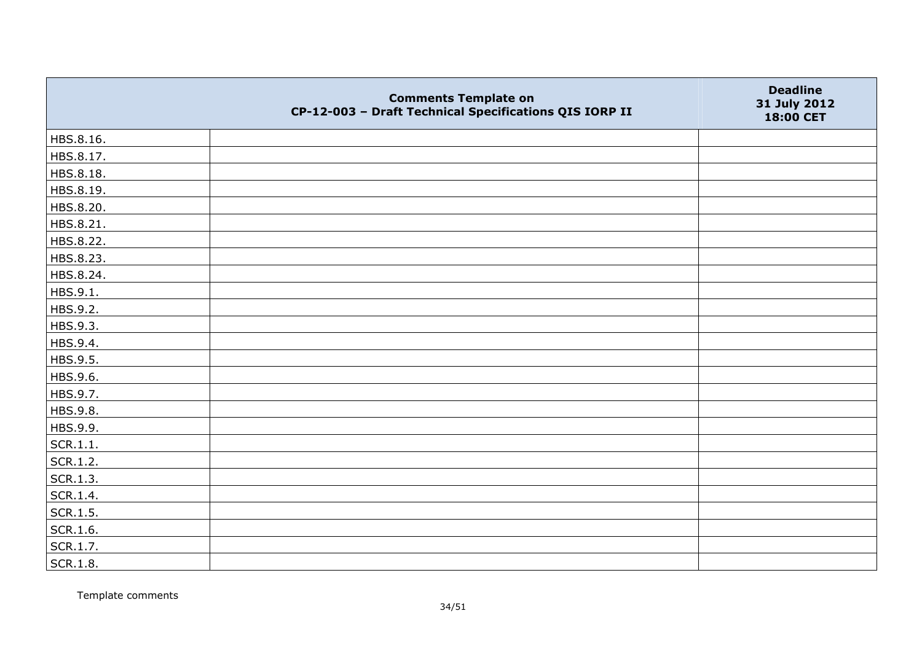|  | Comments Template on CP-12-003 – Draft Technical Specifications QIS IORP II | Deadline 31 July 2012 18:00 CET |
|---|---|---|
| HBS.8.16. |  |  |
| HBS.8.17. |  |  |
| HBS.8.18. |  |  |
| HBS.8.19. |  |  |
| HBS.8.20. |  |  |
| HBS.8.21. |  |  |
| HBS.8.22. |  |  |
| HBS.8.23. |  |  |
| HBS.8.24. |  |  |
| HBS.9.1. |  |  |
| HBS.9.2. |  |  |
| HBS.9.3. |  |  |
| HBS.9.4. |  |  |
| HBS.9.5. |  |  |
| HBS.9.6. |  |  |
| HBS.9.7. |  |  |
| HBS.9.8. |  |  |
| HBS.9.9. |  |  |
| SCR.1.1. |  |  |
| SCR.1.2. |  |  |
| SCR.1.3. |  |  |
| SCR.1.4. |  |  |
| SCR.1.5. |  |  |
| SCR.1.6. |  |  |
| SCR.1.7. |  |  |
| SCR.1.8. |  |  |

Template comments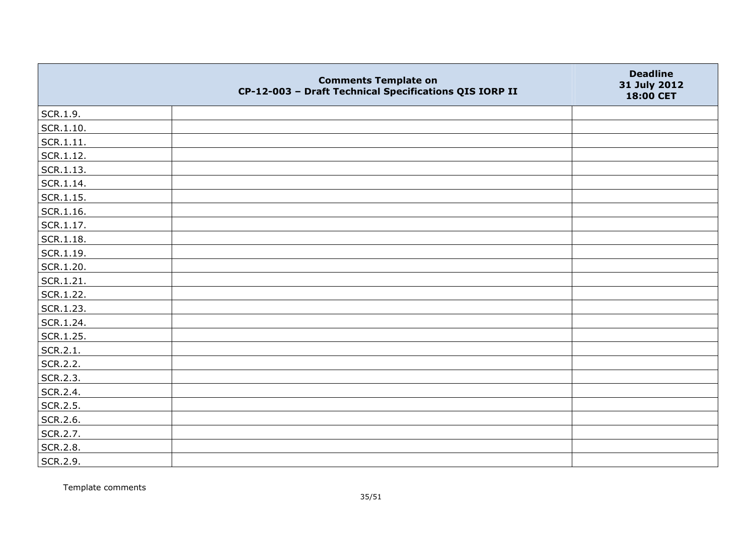|  | **Comments Template on CP-12-003 – Draft Technical Specifications QIS IORP II** | **Deadline 31 July 2012 18:00 CET** |
|---|---|---|
| SCR.1.9. |  |  |
| SCR.1.10. |  |  |
| SCR.1.11. |  |  |
| SCR.1.12. |  |  |
| SCR.1.13. |  |  |
| SCR.1.14. |  |  |
| SCR.1.15. |  |  |
| SCR.1.16. |  |  |
| SCR.1.17. |  |  |
| SCR.1.18. |  |  |
| SCR.1.19. |  |  |
| SCR.1.20. |  |  |
| SCR.1.21. |  |  |
| SCR.1.22. |  |  |
| SCR.1.23. |  |  |
| SCR.1.24. |  |  |
| SCR.1.25. |  |  |
| SCR.2.1. |  |  |
| SCR.2.2. |  |  |
| SCR.2.3. |  |  |
| SCR.2.4. |  |  |
| SCR.2.5. |  |  |
| SCR.2.6. |  |  |
| SCR.2.7. |  |  |
| SCR.2.8. |  |  |
| SCR.2.9. |  |  |

Template comments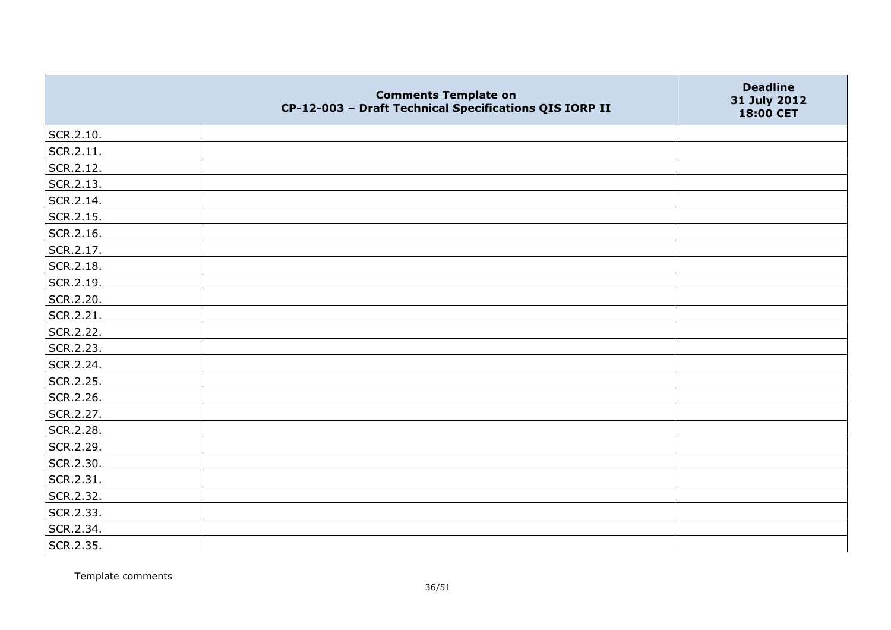| | Comments Template on CP-12-003 – Draft Technical Specifications QIS IORP II | Deadline 31 July 2012 18:00 CET |
|---|---|---|
| SCR.2.10. | | |
| SCR.2.11. | | |
| SCR.2.12. | | |
| SCR.2.13. | | |
| SCR.2.14. | | |
| SCR.2.15. | | |
| SCR.2.16. | | |
| SCR.2.17. | | |
| SCR.2.18. | | |
| SCR.2.19. | | |
| SCR.2.20. | | |
| SCR.2.21. | | |
| SCR.2.22. | | |
| SCR.2.23. | | |
| SCR.2.24. | | |
| SCR.2.25. | | |
| SCR.2.26. | | |
| SCR.2.27. | | |
| SCR.2.28. | | |
| SCR.2.29. | | |
| SCR.2.30. | | |
| SCR.2.31. | | |
| SCR.2.32. | | |
| SCR.2.33. | | |
| SCR.2.34. | | |
| SCR.2.35. | | |

Template comments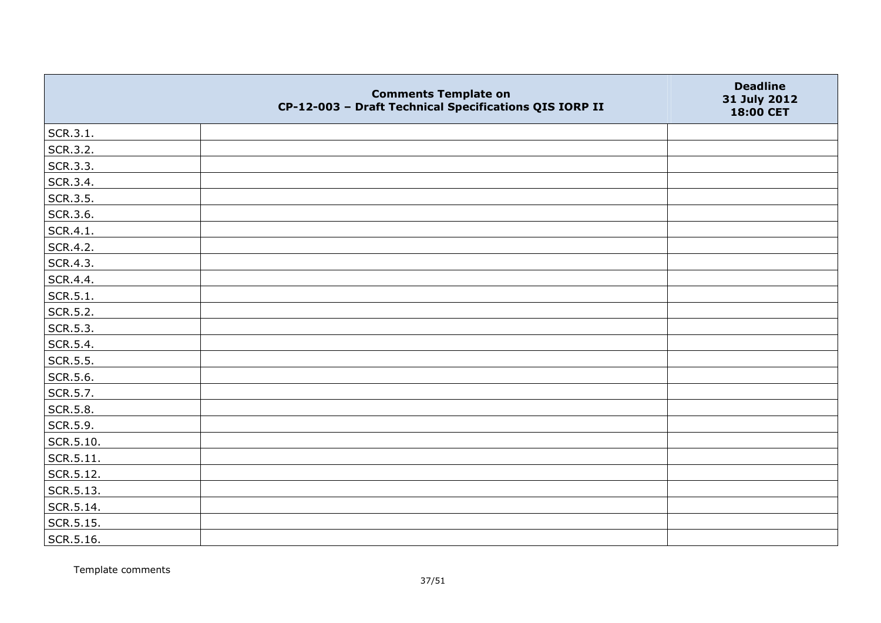|  | Comments Template on CP-12-003 – Draft Technical Specifications QIS IORP II | Deadline 31 July 2012 18:00 CET |
|---|---|---|
| SCR.3.1. |  |  |
| SCR.3.2. |  |  |
| SCR.3.3. |  |  |
| SCR.3.4. |  |  |
| SCR.3.5. |  |  |
| SCR.3.6. |  |  |
| SCR.4.1. |  |  |
| SCR.4.2. |  |  |
| SCR.4.3. |  |  |
| SCR.4.4. |  |  |
| SCR.5.1. |  |  |
| SCR.5.2. |  |  |
| SCR.5.3. |  |  |
| SCR.5.4. |  |  |
| SCR.5.5. |  |  |
| SCR.5.6. |  |  |
| SCR.5.7. |  |  |
| SCR.5.8. |  |  |
| SCR.5.9. |  |  |
| SCR.5.10. |  |  |
| SCR.5.11. |  |  |
| SCR.5.12. |  |  |
| SCR.5.13. |  |  |
| SCR.5.14. |  |  |
| SCR.5.15. |  |  |
| SCR.5.16. |  |  |

Template comments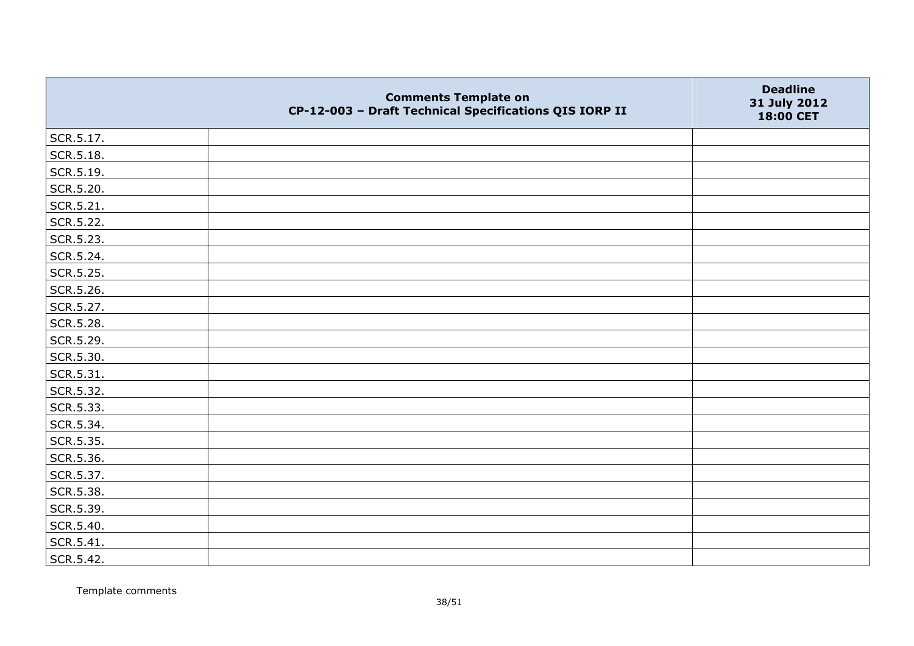| | Comments Template on CP-12-003 – Draft Technical Specifications QIS IORP II | Deadline 31 July 2012 18:00 CET |
|---|---|---|
| SCR.5.17. | | |
| SCR.5.18. | | |
| SCR.5.19. | | |
| SCR.5.20. | | |
| SCR.5.21. | | |
| SCR.5.22. | | |
| SCR.5.23. | | |
| SCR.5.24. | | |
| SCR.5.25. | | |
| SCR.5.26. | | |
| SCR.5.27. | | |
| SCR.5.28. | | |
| SCR.5.29. | | |
| SCR.5.30. | | |
| SCR.5.31. | | |
| SCR.5.32. | | |
| SCR.5.33. | | |
| SCR.5.34. | | |
| SCR.5.35. | | |
| SCR.5.36. | | |
| SCR.5.37. | | |
| SCR.5.38. | | |
| SCR.5.39. | | |
| SCR.5.40. | | |
| SCR.5.41. | | |
| SCR.5.42. | | |

Template comments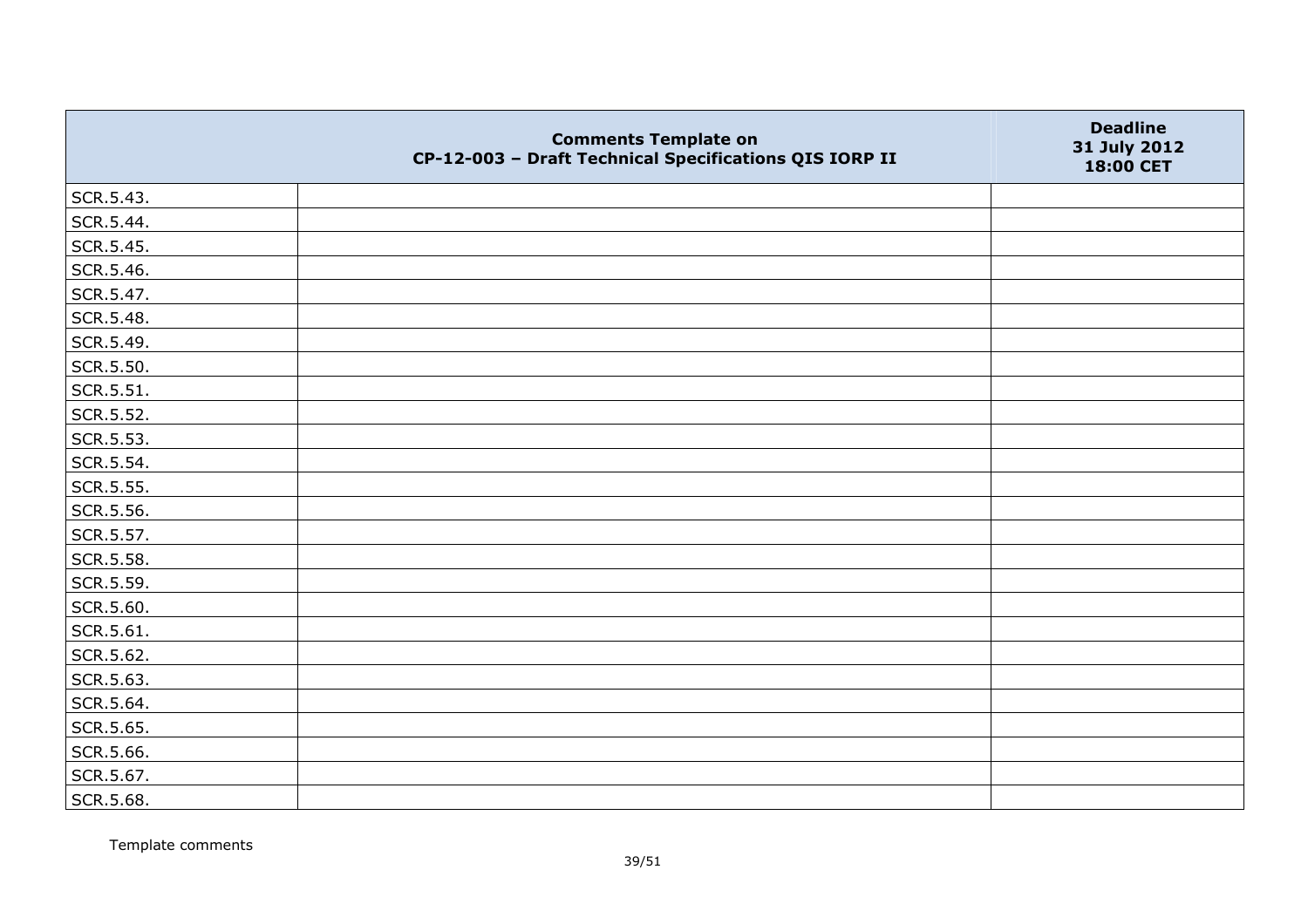| | Comments Template on CP-12-003 – Draft Technical Specifications QIS IORP II | Deadline 31 July 2012 18:00 CET |
|---|---|---|
| SCR.5.43. | | |
| SCR.5.44. | | |
| SCR.5.45. | | |
| SCR.5.46. | | |
| SCR.5.47. | | |
| SCR.5.48. | | |
| SCR.5.49. | | |
| SCR.5.50. | | |
| SCR.5.51. | | |
| SCR.5.52. | | |
| SCR.5.53. | | |
| SCR.5.54. | | |
| SCR.5.55. | | |
| SCR.5.56. | | |
| SCR.5.57. | | |
| SCR.5.58. | | |
| SCR.5.59. | | |
| SCR.5.60. | | |
| SCR.5.61. | | |
| SCR.5.62. | | |
| SCR.5.63. | | |
| SCR.5.64. | | |
| SCR.5.65. | | |
| SCR.5.66. | | |
| SCR.5.67. | | |
| SCR.5.68. | | |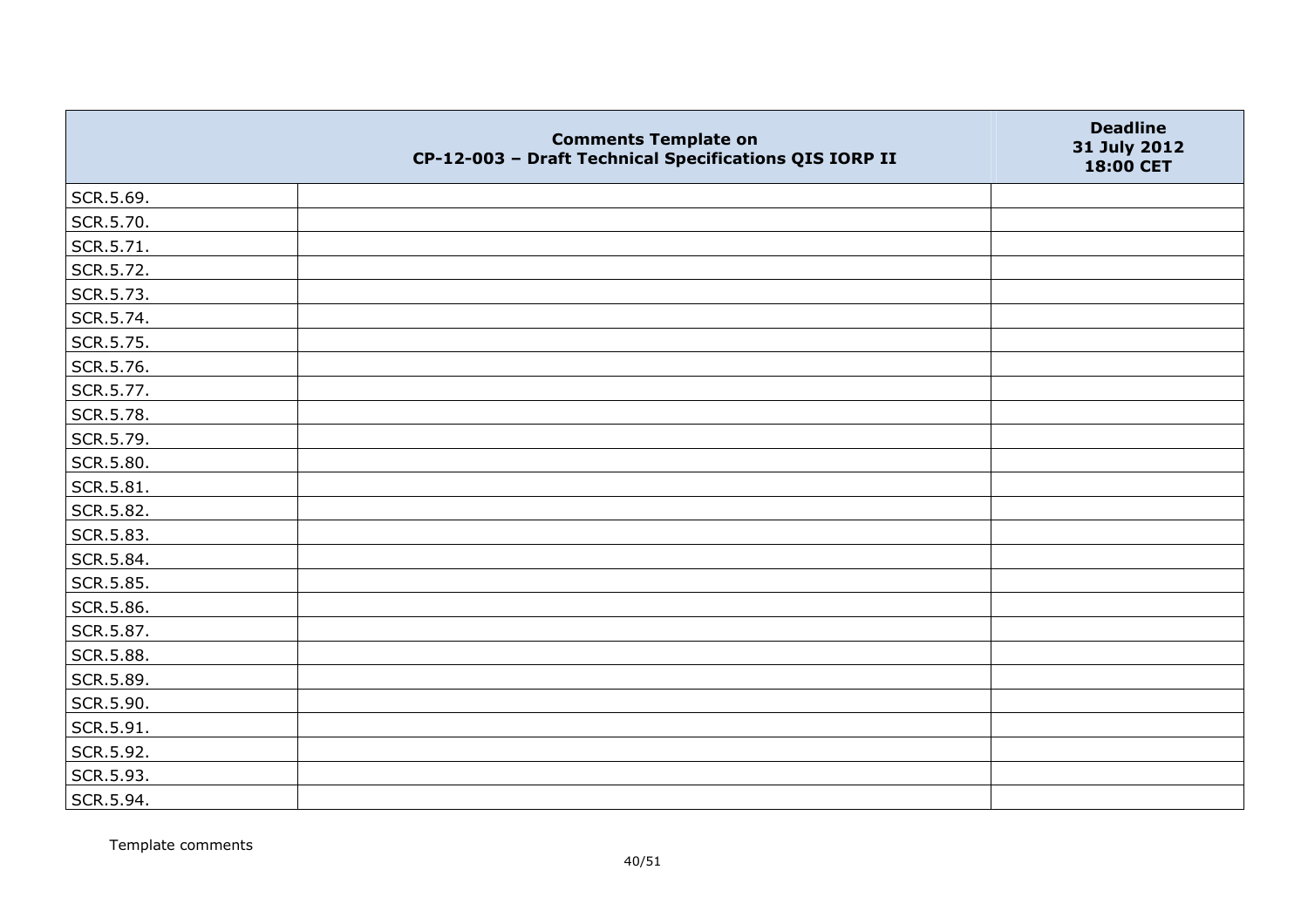|  | Comments Template on CP-12-003 – Draft Technical Specifications QIS IORP II | Deadline 31 July 2012 18:00 CET |
|---|---|---|
| SCR.5.69. |  |  |
| SCR.5.70. |  |  |
| SCR.5.71. |  |  |
| SCR.5.72. |  |  |
| SCR.5.73. |  |  |
| SCR.5.74. |  |  |
| SCR.5.75. |  |  |
| SCR.5.76. |  |  |
| SCR.5.77. |  |  |
| SCR.5.78. |  |  |
| SCR.5.79. |  |  |
| SCR.5.80. |  |  |
| SCR.5.81. |  |  |
| SCR.5.82. |  |  |
| SCR.5.83. |  |  |
| SCR.5.84. |  |  |
| SCR.5.85. |  |  |
| SCR.5.86. |  |  |
| SCR.5.87. |  |  |
| SCR.5.88. |  |  |
| SCR.5.89. |  |  |
| SCR.5.90. |  |  |
| SCR.5.91. |  |  |
| SCR.5.92. |  |  |
| SCR.5.93. |  |  |
| SCR.5.94. |  |  |

Template comments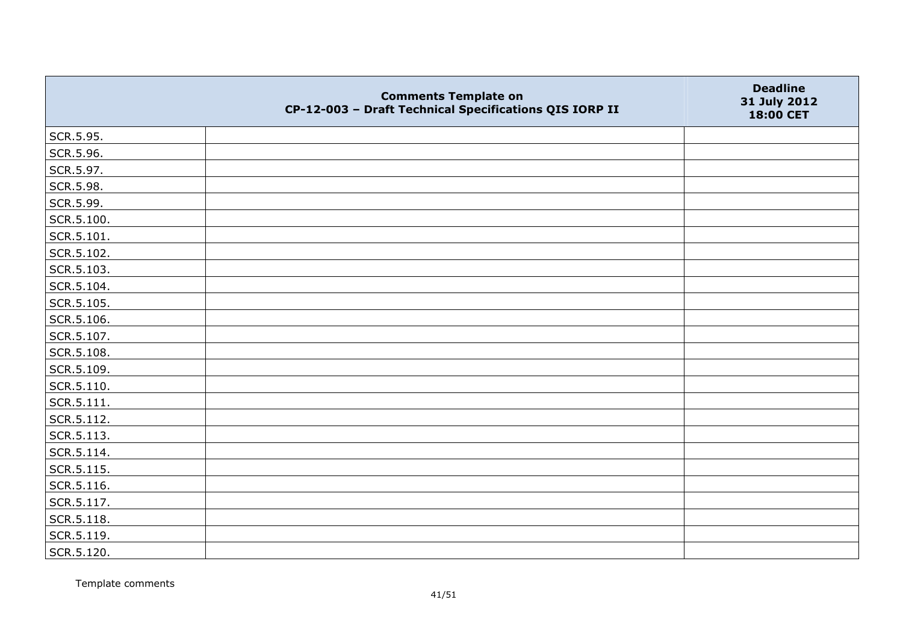| | Comments Template on CP-12-003 – Draft Technical Specifications QIS IORP II | Deadline 31 July 2012 18:00 CET |
|---|---|---|
| SCR.5.95. | | |
| SCR.5.96. | | |
| SCR.5.97. | | |
| SCR.5.98. | | |
| SCR.5.99. | | |
| SCR.5.100. | | |
| SCR.5.101. | | |
| SCR.5.102. | | |
| SCR.5.103. | | |
| SCR.5.104. | | |
| SCR.5.105. | | |
| SCR.5.106. | | |
| SCR.5.107. | | |
| SCR.5.108. | | |
| SCR.5.109. | | |
| SCR.5.110. | | |
| SCR.5.111. | | |
| SCR.5.112. | | |
| SCR.5.113. | | |
| SCR.5.114. | | |
| SCR.5.115. | | |
| SCR.5.116. | | |
| SCR.5.117. | | |
| SCR.5.118. | | |
| SCR.5.119. | | |
| SCR.5.120. | | |

Template comments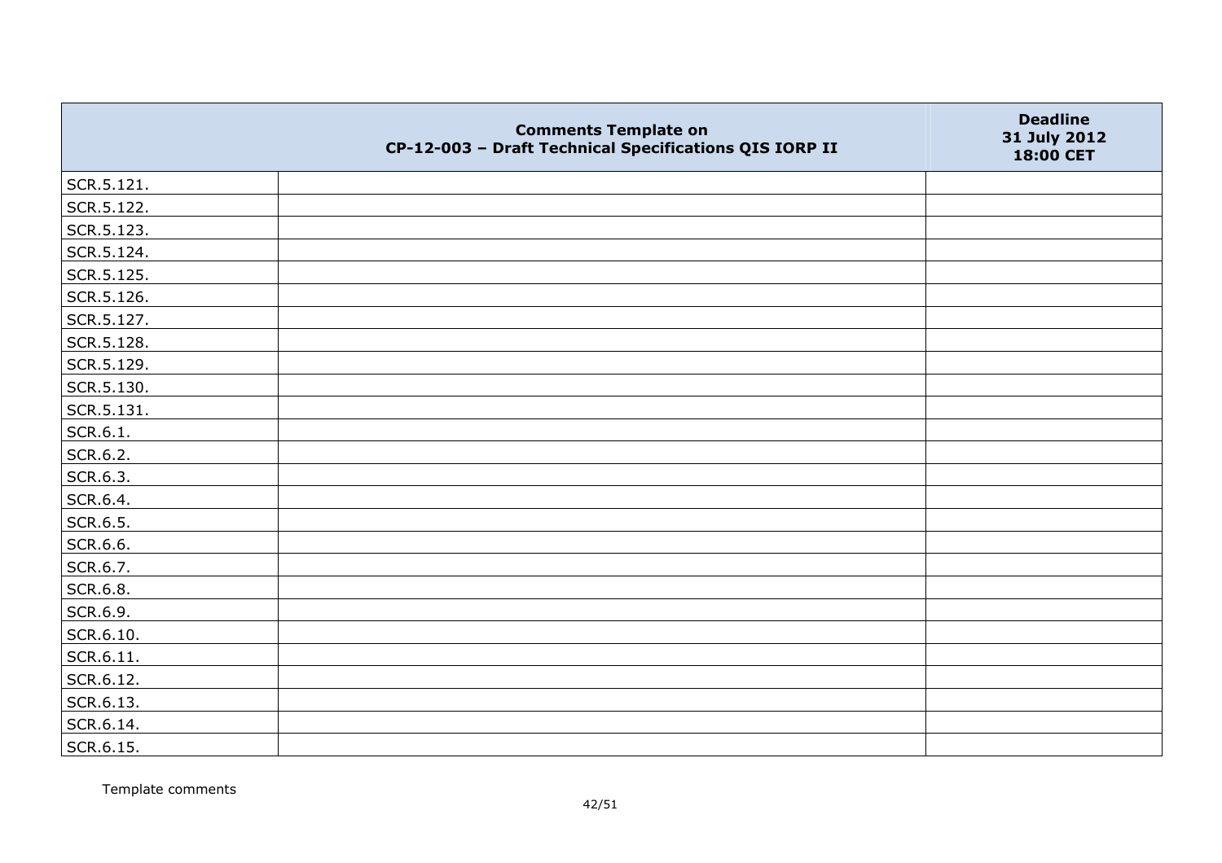| | Comments Template on CP-12-003 – Draft Technical Specifications QIS IORP II | Deadline 31 July 2012 18:00 CET |
|---|---|---|
| SCR.5.121. | | |
| SCR.5.122. | | |
| SCR.5.123. | | |
| SCR.5.124. | | |
| SCR.5.125. | | |
| SCR.5.126. | | |
| SCR.5.127. | | |
| SCR.5.128. | | |
| SCR.5.129. | | |
| SCR.5.130. | | |
| SCR.5.131. | | |
| SCR.6.1. | | |
| SCR.6.2. | | |
| SCR.6.3. | | |
| SCR.6.4. | | |
| SCR.6.5. | | |
| SCR.6.6. | | |
| SCR.6.7. | | |
| SCR.6.8. | | |
| SCR.6.9. | | |
| SCR.6.10. | | |
| SCR.6.11. | | |
| SCR.6.12. | | |
| SCR.6.13. | | |
| SCR.6.14. | | |
| SCR.6.15. | | |

Template comments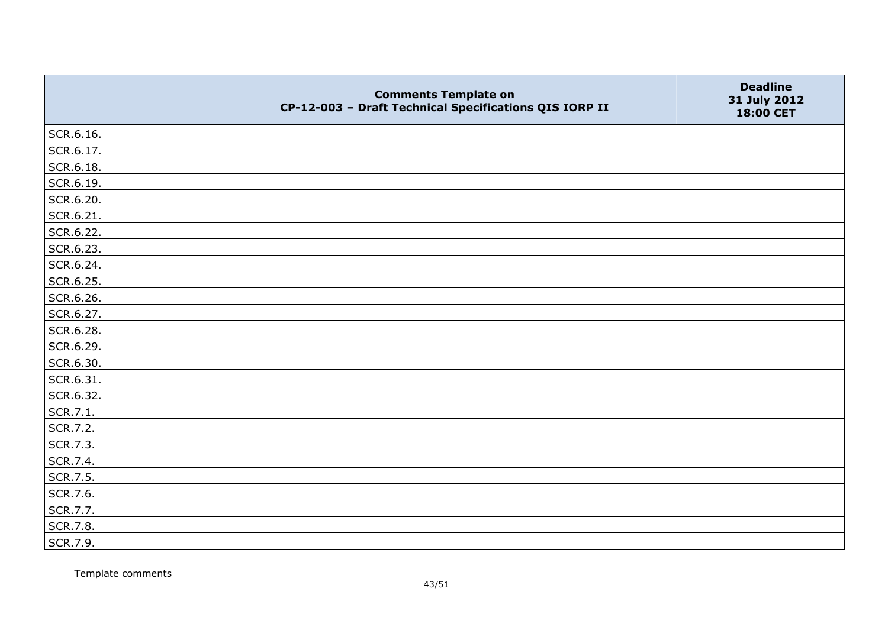| | Comments Template on CP-12-003 – Draft Technical Specifications QIS IORP II | Deadline 31 July 2012 18:00 CET |
|---|---|---|
| SCR.6.16. | | |
| SCR.6.17. | | |
| SCR.6.18. | | |
| SCR.6.19. | | |
| SCR.6.20. | | |
| SCR.6.21. | | |
| SCR.6.22. | | |
| SCR.6.23. | | |
| SCR.6.24. | | |
| SCR.6.25. | | |
| SCR.6.26. | | |
| SCR.6.27. | | |
| SCR.6.28. | | |
| SCR.6.29. | | |
| SCR.6.30. | | |
| SCR.6.31. | | |
| SCR.6.32. | | |
| SCR.7.1. | | |
| SCR.7.2. | | |
| SCR.7.3. | | |
| SCR.7.4. | | |
| SCR.7.5. | | |
| SCR.7.6. | | |
| SCR.7.7. | | |
| SCR.7.8. | | |
| SCR.7.9. | | |

Template comments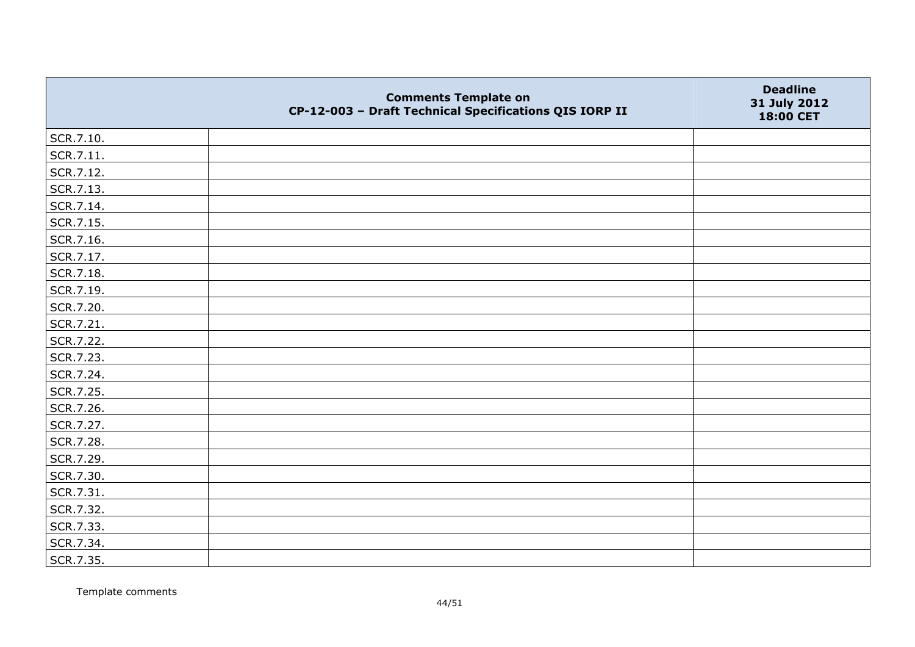| | Comments Template on CP-12-003 – Draft Technical Specifications QIS IORP II | Deadline 31 July 2012 18:00 CET |
|---|---|---|
| SCR.7.10. | | |
| SCR.7.11. | | |
| SCR.7.12. | | |
| SCR.7.13. | | |
| SCR.7.14. | | |
| SCR.7.15. | | |
| SCR.7.16. | | |
| SCR.7.17. | | |
| SCR.7.18. | | |
| SCR.7.19. | | |
| SCR.7.20. | | |
| SCR.7.21. | | |
| SCR.7.22. | | |
| SCR.7.23. | | |
| SCR.7.24. | | |
| SCR.7.25. | | |
| SCR.7.26. | | |
| SCR.7.27. | | |
| SCR.7.28. | | |
| SCR.7.29. | | |
| SCR.7.30. | | |
| SCR.7.31. | | |
| SCR.7.32. | | |
| SCR.7.33. | | |
| SCR.7.34. | | |
| SCR.7.35. | | |

Template comments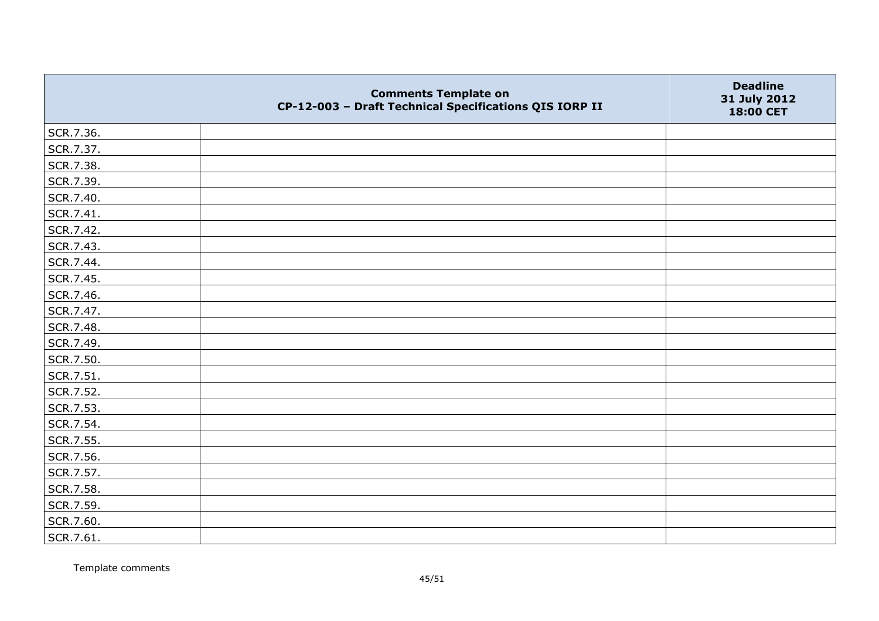|  | Comments Template on CP-12-003 – Draft Technical Specifications QIS IORP II | Deadline 31 July 2012 18:00 CET |
|---|---|---|
| SCR.7.36. | | |
| SCR.7.37. | | |
| SCR.7.38. | | |
| SCR.7.39. | | |
| SCR.7.40. | | |
| SCR.7.41. | | |
| SCR.7.42. | | |
| SCR.7.43. | | |
| SCR.7.44. | | |
| SCR.7.45. | | |
| SCR.7.46. | | |
| SCR.7.47. | | |
| SCR.7.48. | | |
| SCR.7.49. | | |
| SCR.7.50. | | |
| SCR.7.51. | | |
| SCR.7.52. | | |
| SCR.7.53. | | |
| SCR.7.54. | | |
| SCR.7.55. | | |
| SCR.7.56. | | |
| SCR.7.57. | | |
| SCR.7.58. | | |
| SCR.7.59. | | |
| SCR.7.60. | | |
| SCR.7.61. | | |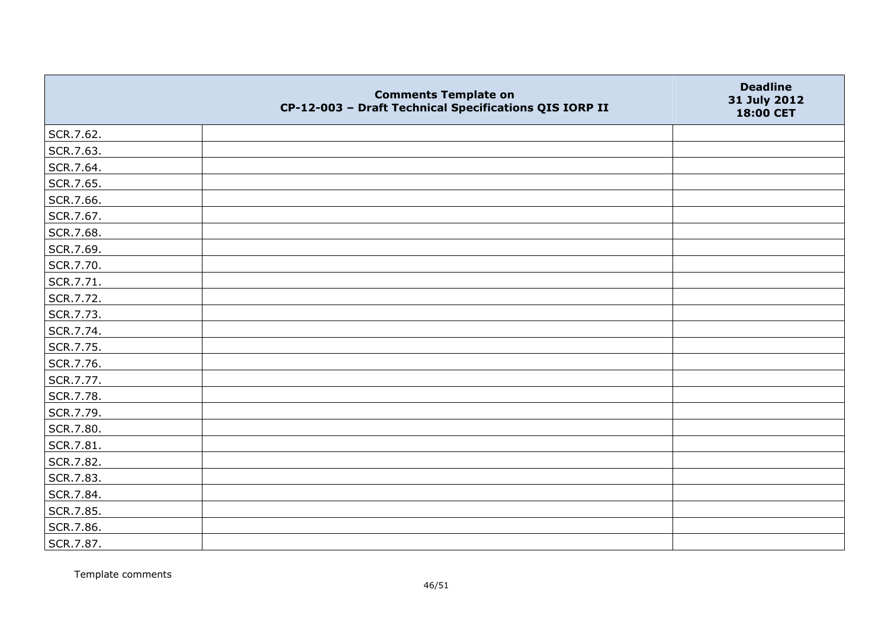|  | Comments Template on CP-12-003 – Draft Technical Specifications QIS IORP II | Deadline 31 July 2012 18:00 CET |
|---|---|---|
| SCR.7.62. |  |  |
| SCR.7.63. |  |  |
| SCR.7.64. |  |  |
| SCR.7.65. |  |  |
| SCR.7.66. |  |  |
| SCR.7.67. |  |  |
| SCR.7.68. |  |  |
| SCR.7.69. |  |  |
| SCR.7.70. |  |  |
| SCR.7.71. |  |  |
| SCR.7.72. |  |  |
| SCR.7.73. |  |  |
| SCR.7.74. |  |  |
| SCR.7.75. |  |  |
| SCR.7.76. |  |  |
| SCR.7.77. |  |  |
| SCR.7.78. |  |  |
| SCR.7.79. |  |  |
| SCR.7.80. |  |  |
| SCR.7.81. |  |  |
| SCR.7.82. |  |  |
| SCR.7.83. |  |  |
| SCR.7.84. |  |  |
| SCR.7.85. |  |  |
| SCR.7.86. |  |  |
| SCR.7.87. |  |  |

Template comments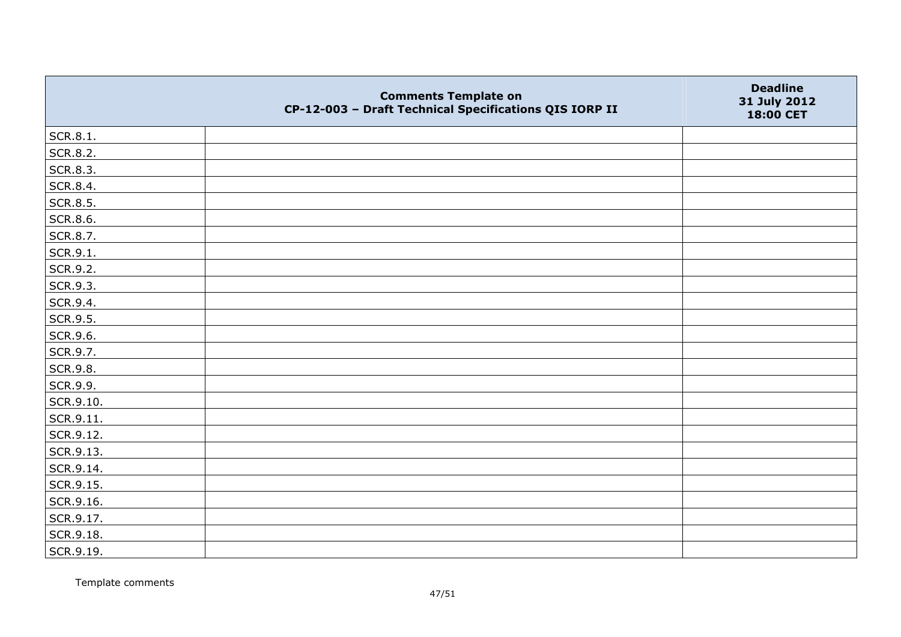| | Comments Template on CP-12-003 – Draft Technical Specifications QIS IORP II | Deadline 31 July 2012 18:00 CET |
|---|---|---|
| SCR.8.1. | | |
| SCR.8.2. | | |
| SCR.8.3. | | |
| SCR.8.4. | | |
| SCR.8.5. | | |
| SCR.8.6. | | |
| SCR.8.7. | | |
| SCR.9.1. | | |
| SCR.9.2. | | |
| SCR.9.3. | | |
| SCR.9.4. | | |
| SCR.9.5. | | |
| SCR.9.6. | | |
| SCR.9.7. | | |
| SCR.9.8. | | |
| SCR.9.9. | | |
| SCR.9.10. | | |
| SCR.9.11. | | |
| SCR.9.12. | | |
| SCR.9.13. | | |
| SCR.9.14. | | |
| SCR.9.15. | | |
| SCR.9.16. | | |
| SCR.9.17. | | |
| SCR.9.18. | | |
| SCR.9.19. | | |

Template comments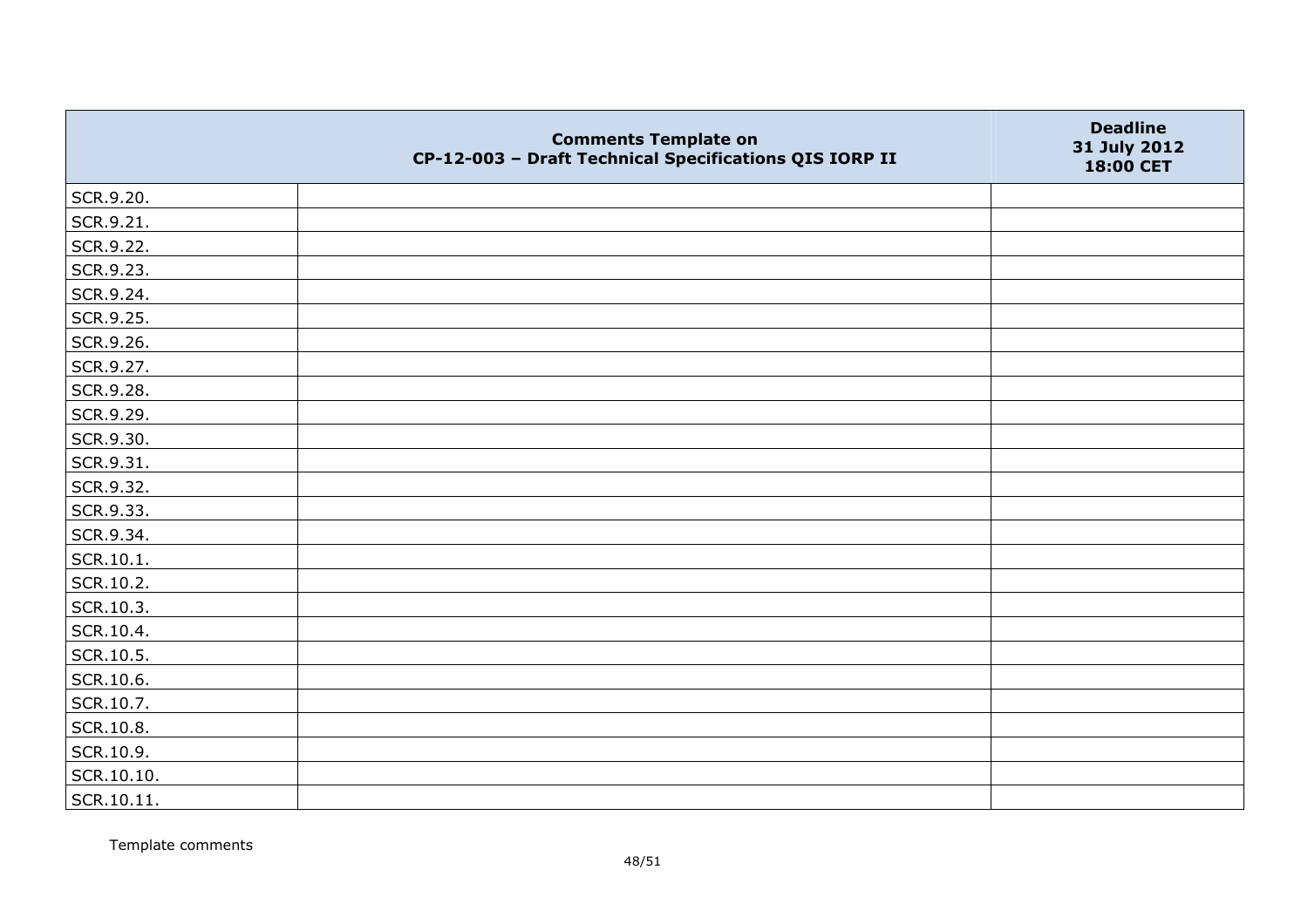| | Comments Template on CP-12-003 – Draft Technical Specifications QIS IORP II | Deadline 31 July 2012 18:00 CET |
|---|---|---|
| SCR.9.20. | | |
| SCR.9.21. | | |
| SCR.9.22. | | |
| SCR.9.23. | | |
| SCR.9.24. | | |
| SCR.9.25. | | |
| SCR.9.26. | | |
| SCR.9.27. | | |
| SCR.9.28. | | |
| SCR.9.29. | | |
| SCR.9.30. | | |
| SCR.9.31. | | |
| SCR.9.32. | | |
| SCR.9.33. | | |
| SCR.9.34. | | |
| SCR.10.1. | | |
| SCR.10.2. | | |
| SCR.10.3. | | |
| SCR.10.4. | | |
| SCR.10.5. | | |
| SCR.10.6. | | |
| SCR.10.7. | | |
| SCR.10.8. | | |
| SCR.10.9. | | |
| SCR.10.10. | | |
| SCR.10.11. | | |

Template comments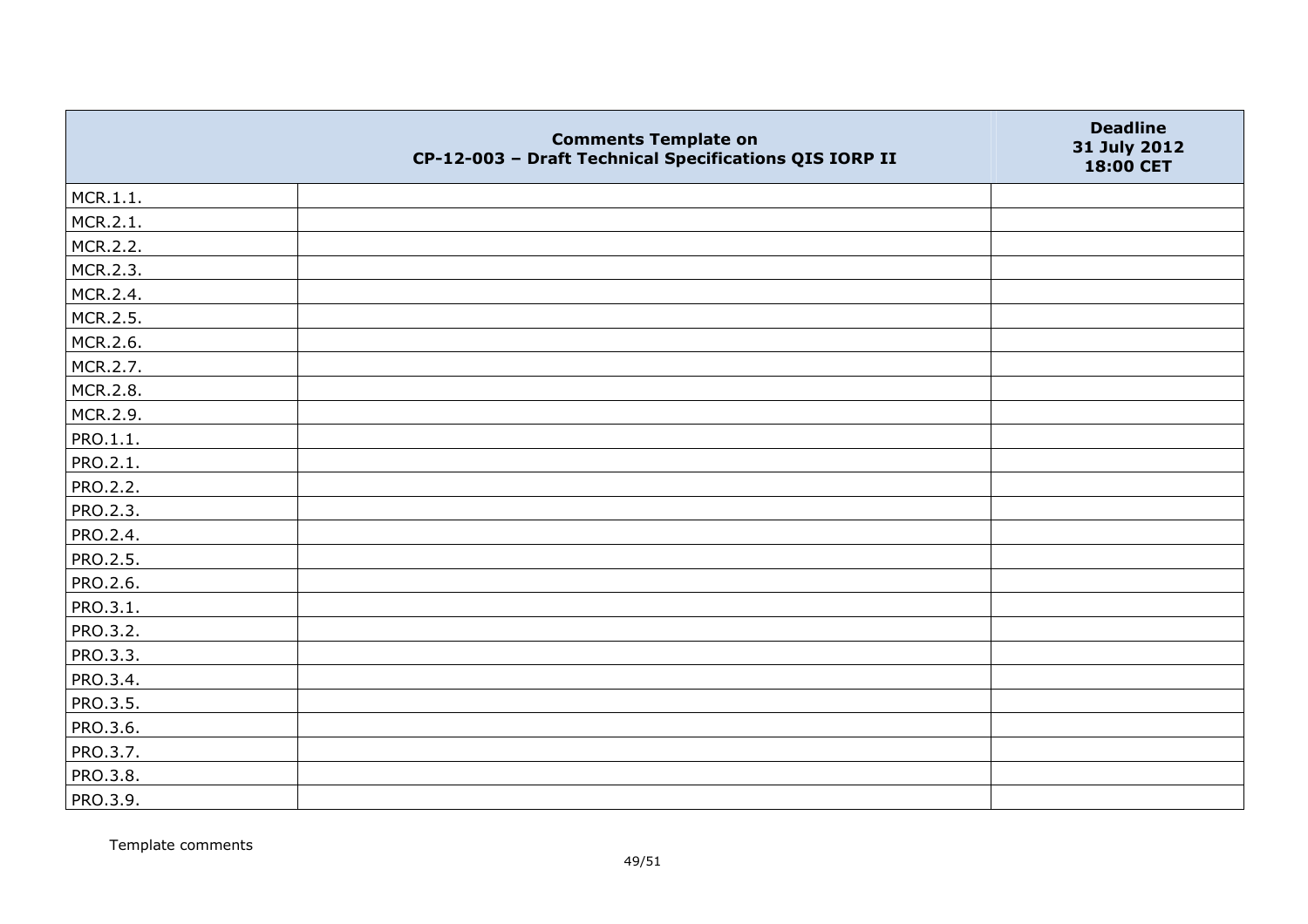| | Comments Template on CP-12-003 – Draft Technical Specifications QIS IORP II | Deadline 31 July 2012 18:00 CET |
|---|---|---|
| MCR.1.1. | | |
| MCR.2.1. | | |
| MCR.2.2. | | |
| MCR.2.3. | | |
| MCR.2.4. | | |
| MCR.2.5. | | |
| MCR.2.6. | | |
| MCR.2.7. | | |
| MCR.2.8. | | |
| MCR.2.9. | | |
| PRO.1.1. | | |
| PRO.2.1. | | |
| PRO.2.2. | | |
| PRO.2.3. | | |
| PRO.2.4. | | |
| PRO.2.5. | | |
| PRO.2.6. | | |
| PRO.3.1. | | |
| PRO.3.2. | | |
| PRO.3.3. | | |
| PRO.3.4. | | |
| PRO.3.5. | | |
| PRO.3.6. | | |
| PRO.3.7. | | |
| PRO.3.8. | | |
| PRO.3.9. | | |

Template comments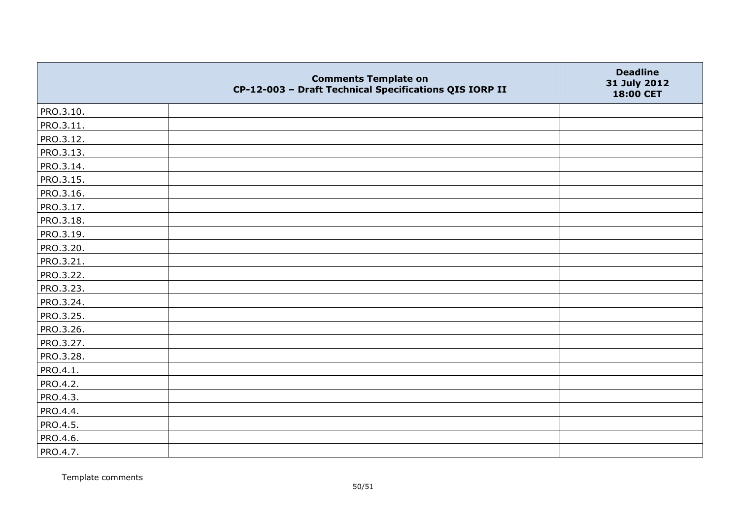|  | Comments Template on CP-12-003 – Draft Technical Specifications QIS IORP II | Deadline 31 July 2012 18:00 CET |
| --- | --- | --- |
| PRO.3.10. |  |  |
| PRO.3.11. |  |  |
| PRO.3.12. |  |  |
| PRO.3.13. |  |  |
| PRO.3.14. |  |  |
| PRO.3.15. |  |  |
| PRO.3.16. |  |  |
| PRO.3.17. |  |  |
| PRO.3.18. |  |  |
| PRO.3.19. |  |  |
| PRO.3.20. |  |  |
| PRO.3.21. |  |  |
| PRO.3.22. |  |  |
| PRO.3.23. |  |  |
| PRO.3.24. |  |  |
| PRO.3.25. |  |  |
| PRO.3.26. |  |  |
| PRO.3.27. |  |  |
| PRO.3.28. |  |  |
| PRO.4.1. |  |  |
| PRO.4.2. |  |  |
| PRO.4.3. |  |  |
| PRO.4.4. |  |  |
| PRO.4.5. |  |  |
| PRO.4.6. |  |  |
| PRO.4.7. |  |  |

Template comments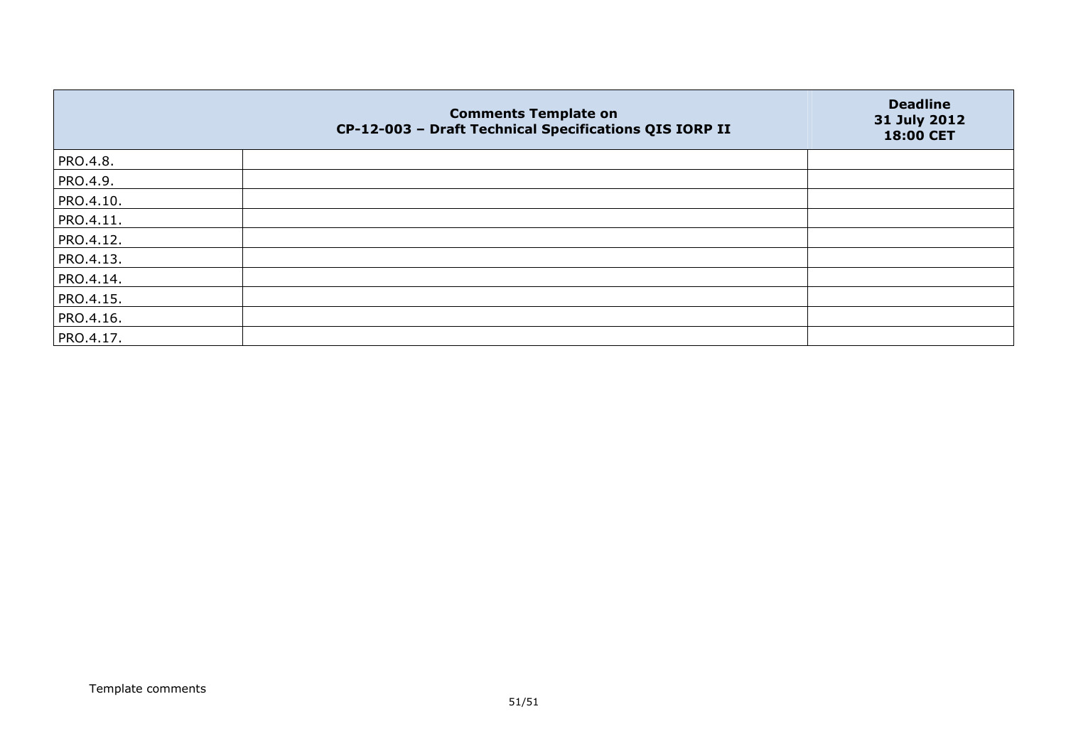| | Comments Template on CP-12-003 – Draft Technical Specifications QIS IORP II | Deadline 31 July 2012 18:00 CET |
|---|---|---|
| PRO.4.8. | | |
| PRO.4.9. | | |
| PRO.4.10. | | |
| PRO.4.11. | | |
| PRO.4.12. | | |
| PRO.4.13. | | |
| PRO.4.14. | | |
| PRO.4.15. | | |
| PRO.4.16. | | |
| PRO.4.17. | | |